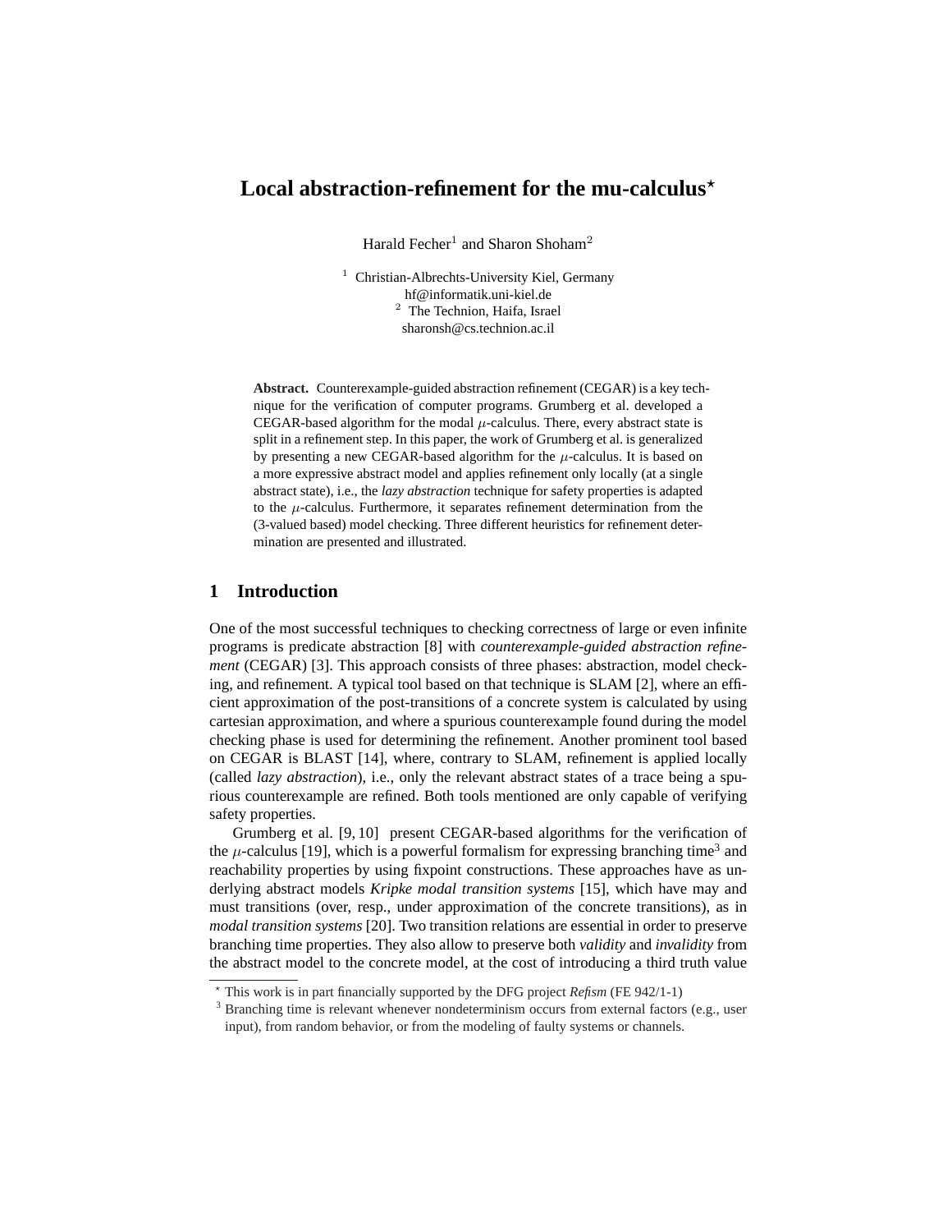# Local abstraction-refinement for the mu-calculus*

Harald Fecher[1] and Sharon Shoham[2]

[1] Christian-Albrechts-University Kiel, Germany
hf@informatik.uni-kiel.de
[2] The Technion, Haifa, Israel
sharonsh@cs.technion.ac.il

**Abstract.** Counterexample-guided abstraction refinement (CEGAR) is a key technique for the verification of computer programs. Grumberg et al. developed a CEGAR-based algorithm for the modal $\mu$-calculus. There, every abstract state is split in a refinement step. In this paper, the work of Grumberg et al. is generalized by presenting a new CEGAR-based algorithm for the $\mu$-calculus. It is based on a more expressive abstract model and applies refinement only locally (at a single abstract state), i.e., the *lazy abstraction* technique for safety properties is adapted to the $\mu$-calculus. Furthermore, it separates refinement determination from the (3-valued based) model checking. Three different heuristics for refinement determination are presented and illustrated.

## 1 Introduction

One of the most successful techniques to checking correctness of large or even infinite programs is predicate abstraction [8] with *counterexample-guided abstraction refinement* (CEGAR) [3]. This approach consists of three phases: abstraction, model checking, and refinement. A typical tool based on that technique is SLAM [2], where an efficient approximation of the post-transitions of a concrete system is calculated by using cartesian approximation, and where a spurious counterexample found during the model checking phase is used for determining the refinement. Another prominent tool based on CEGAR is BLAST [14], where, contrary to SLAM, refinement is applied locally (called *lazy abstraction*), i.e., only the relevant abstract states of a trace being a spurious counterexample are refined. Both tools mentioned are only capable of verifying safety properties.

Grumberg et al. [9, 10] present CEGAR-based algorithms for the verification of the $\mu$-calculus [19], which is a powerful formalism for expressing branching time[3] and reachability properties by using fixpoint constructions. These approaches have as underlying abstract models *Kripke modal transition systems* [15], which have may and must transitions (over, resp., under approximation of the concrete transitions), as in *modal transition systems* [20]. Two transition relations are essential in order to preserve branching time properties. They also allow to preserve both *validity* and *invalidity* from the abstract model to the concrete model, at the cost of introducing a third truth value

* This work is in part financially supported by the DFG project *Refism* (FE 942/1-1)

[3] Branching time is relevant whenever nondeterminism occurs from external factors (e.g., user input), from random behavior, or from the modeling of faulty systems or channels.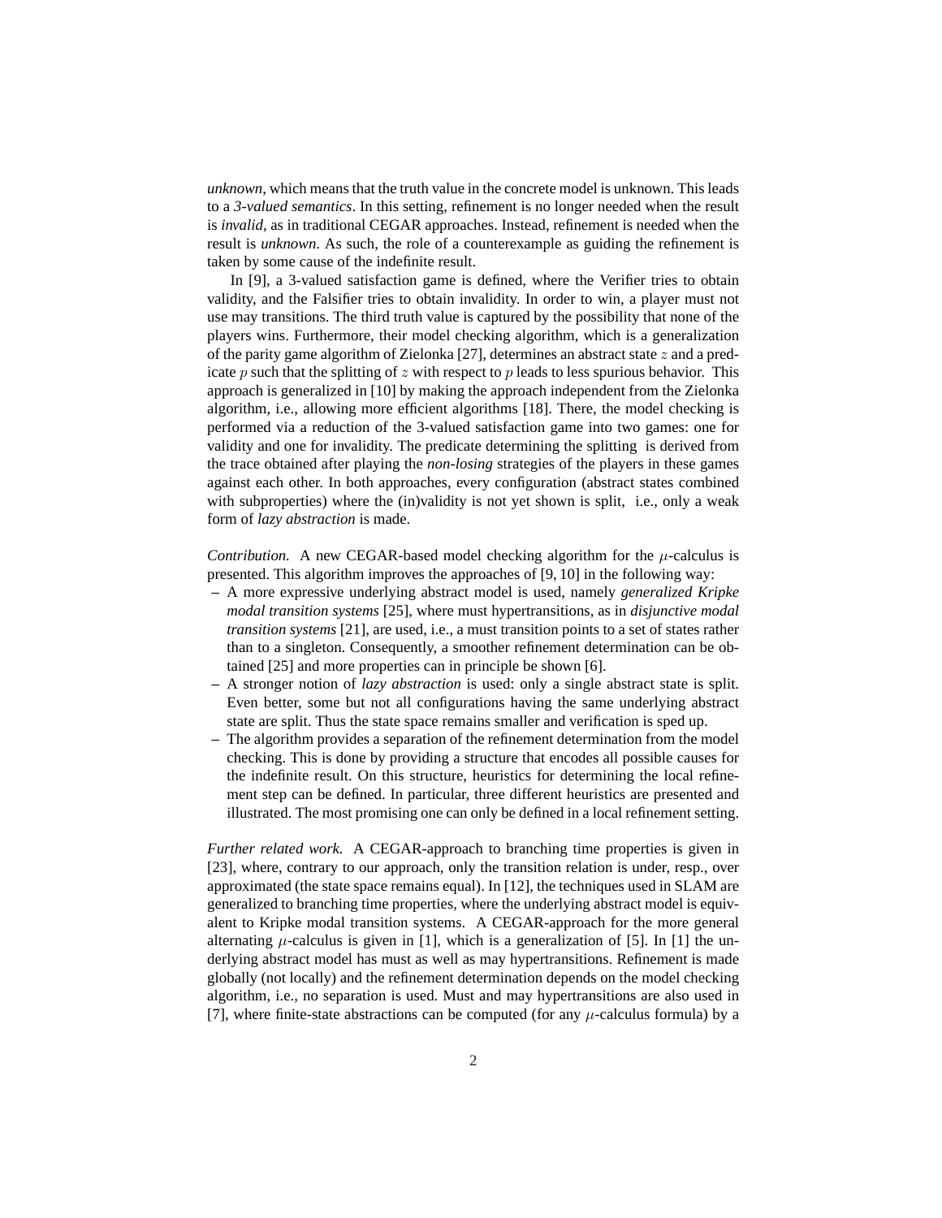*unknown*, which means that the truth value in the concrete model is unknown. This leads to a *3-valued semantics*. In this setting, refinement is no longer needed when the result is *invalid*, as in traditional CEGAR approaches. Instead, refinement is needed when the result is *unknown*. As such, the role of a counterexample as guiding the refinement is taken by some cause of the indefinite result.

In [9], a 3-valued satisfaction game is defined, where the Verifier tries to obtain validity, and the Falsifier tries to obtain invalidity. In order to win, a player must not use may transitions. The third truth value is captured by the possibility that none of the players wins. Furthermore, their model checking algorithm, which is a generalization of the parity game algorithm of Zielonka [27], determines an abstract state $z$ and a predicate $p$ such that the splitting of $z$ with respect to $p$ leads to less spurious behavior. This approach is generalized in [10] by making the approach independent from the Zielonka algorithm, i.e., allowing more efficient algorithms [18]. There, the model checking is performed via a reduction of the 3-valued satisfaction game into two games: one for validity and one for invalidity. The predicate determining the splitting is derived from the trace obtained after playing the *non-losing* strategies of the players in these games against each other. In both approaches, every configuration (abstract states combined with subproperties) where the (in)validity is not yet shown is split, i.e., only a weak form of *lazy abstraction* is made.

*Contribution.* A new CEGAR-based model checking algorithm for the $\mu$-calculus is presented. This algorithm improves the approaches of [9, 10] in the following way:

- A more expressive underlying abstract model is used, namely *generalized Kripke modal transition systems* [25], where must hypertransitions, as in *disjunctive modal transition systems* [21], are used, i.e., a must transition points to a set of states rather than to a singleton. Consequently, a smoother refinement determination can be obtained [25] and more properties can in principle be shown [6].
- A stronger notion of *lazy abstraction* is used: only a single abstract state is split. Even better, some but not all configurations having the same underlying abstract state are split. Thus the state space remains smaller and verification is sped up.
- The algorithm provides a separation of the refinement determination from the model checking. This is done by providing a structure that encodes all possible causes for the indefinite result. On this structure, heuristics for determining the local refinement step can be defined. In particular, three different heuristics are presented and illustrated. The most promising one can only be defined in a local refinement setting.

*Further related work.* A CEGAR-approach to branching time properties is given in [23], where, contrary to our approach, only the transition relation is under, resp., over approximated (the state space remains equal). In [12], the techniques used in SLAM are generalized to branching time properties, where the underlying abstract model is equivalent to Kripke modal transition systems. A CEGAR-approach for the more general alternating $\mu$-calculus is given in [1], which is a generalization of [5]. In [1] the underlying abstract model has must as well as may hypertransitions. Refinement is made globally (not locally) and the refinement determination depends on the model checking algorithm, i.e., no separation is used. Must and may hypertransitions are also used in [7], where finite-state abstractions can be computed (for any $\mu$-calculus formula) by a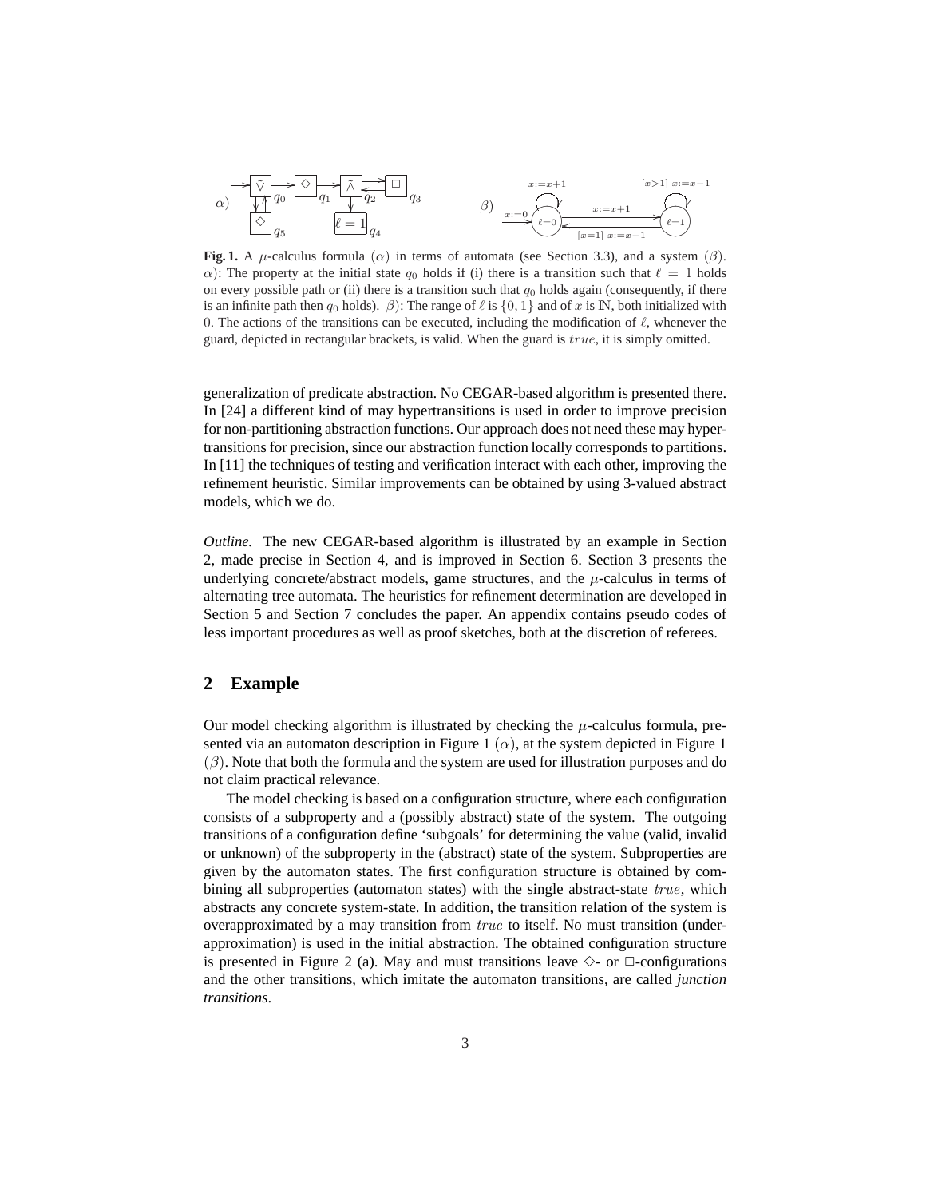**Fig. 1.** A $\mu$-calculus formula ($\alpha$) in terms of automata (see Section 3.3), and a system ($\beta$). $\alpha$): The property at the initial state $q_0$ holds if (i) there is a transition such that $\ell = 1$ holds on every possible path or (ii) there is a transition such that $q_0$ holds again (consequently, if there is an infinite path then $q_0$ holds). $\beta$): The range of $\ell$ is $\{0, 1\}$ and of $x$ is $\mathbb{N}$, both initialized with 0. The actions of the transitions can be executed, including the modification of $\ell$, whenever the guard, depicted in rectangular brackets, is valid. When the guard is $true$, it is simply omitted.

generalization of predicate abstraction. No CEGAR-based algorithm is presented there. In [24] a different kind of may hypertransitions is used in order to improve precision for non-partitioning abstraction functions. Our approach does not need these may hypertransitions for precision, since our abstraction function locally corresponds to partitions. In [11] the techniques of testing and verification interact with each other, improving the refinement heuristic. Similar improvements can be obtained by using 3-valued abstract models, which we do.

*Outline.* The new CEGAR-based algorithm is illustrated by an example in Section 2, made precise in Section 4, and is improved in Section 6. Section 3 presents the underlying concrete/abstract models, game structures, and the $\mu$-calculus in terms of alternating tree automata. The heuristics for refinement determination are developed in Section 5 and Section 7 concludes the paper. An appendix contains pseudo codes of less important procedures as well as proof sketches, both at the discretion of referees.

## 2 Example

Our model checking algorithm is illustrated by checking the $\mu$-calculus formula, presented via an automaton description in Figure 1 ($\alpha$), at the system depicted in Figure 1 ($\beta$). Note that both the formula and the system are used for illustration purposes and do not claim practical relevance.

The model checking is based on a configuration structure, where each configuration consists of a subproperty and a (possibly abstract) state of the system. The outgoing transitions of a configuration define 'subgoals' for determining the value (valid, invalid or unknown) of the subproperty in the (abstract) state of the system. Subproperties are given by the automaton states. The first configuration structure is obtained by combining all subproperties (automaton states) with the single abstract-state $true$, which abstracts any concrete system-state. In addition, the transition relation of the system is overapproximated by a may transition from $true$ to itself. No must transition (underapproximation) is used in the initial abstraction. The obtained configuration structure is presented in Figure 2 (a). May and must transitions leave $\Diamond$- or $\Box$-configurations and the other transitions, which imitate the automaton transitions, are called *junction transitions*.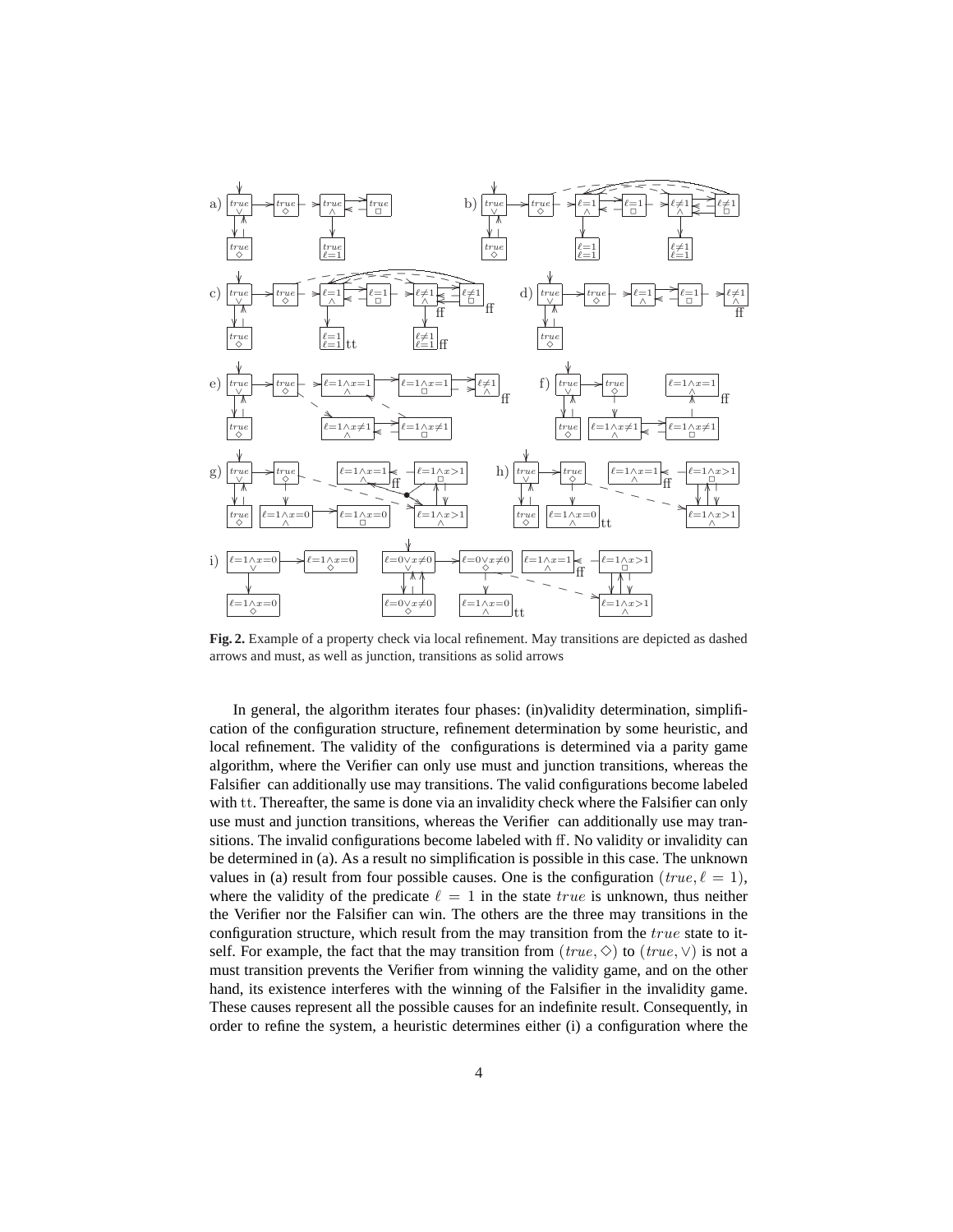**Fig. 2.** Example of a property check via local refinement. May transitions are depicted as dashed arrows and must, as well as junction, transitions as solid arrows

In general, the algorithm iterates four phases: (in)validity determination, simplification of the configuration structure, refinement determination by some heuristic, and local refinement. The validity of the configurations is determined via a parity game algorithm, where the Verifier can only use must and junction transitions, whereas the Falsifier can additionally use may transitions. The valid configurations become labeled with tt. Thereafter, the same is done via an invalidity check where the Falsifier can only use must and junction transitions, whereas the Verifier can additionally use may transitions. The invalid configurations become labeled with ff. No validity or invalidity can be determined in (a). As a result no simplification is possible in this case. The unknown values in (a) result from four possible causes. One is the configuration $(true, \ell = 1)$, where the validity of the predicate $\ell = 1$ in the state $true$ is unknown, thus neither the Verifier nor the Falsifier can win. The others are the three may transitions in the configuration structure, which result from the may transition from the $true$ state to itself. For example, the fact that the may transition from $(true, \Diamond)$ to $(true, \vee)$ is not a must transition prevents the Verifier from winning the validity game, and on the other hand, its existence interferes with the winning of the Falsifier in the invalidity game. These causes represent all the possible causes for an indefinite result. Consequently, in order to refine the system, a heuristic determines either (i) a configuration where the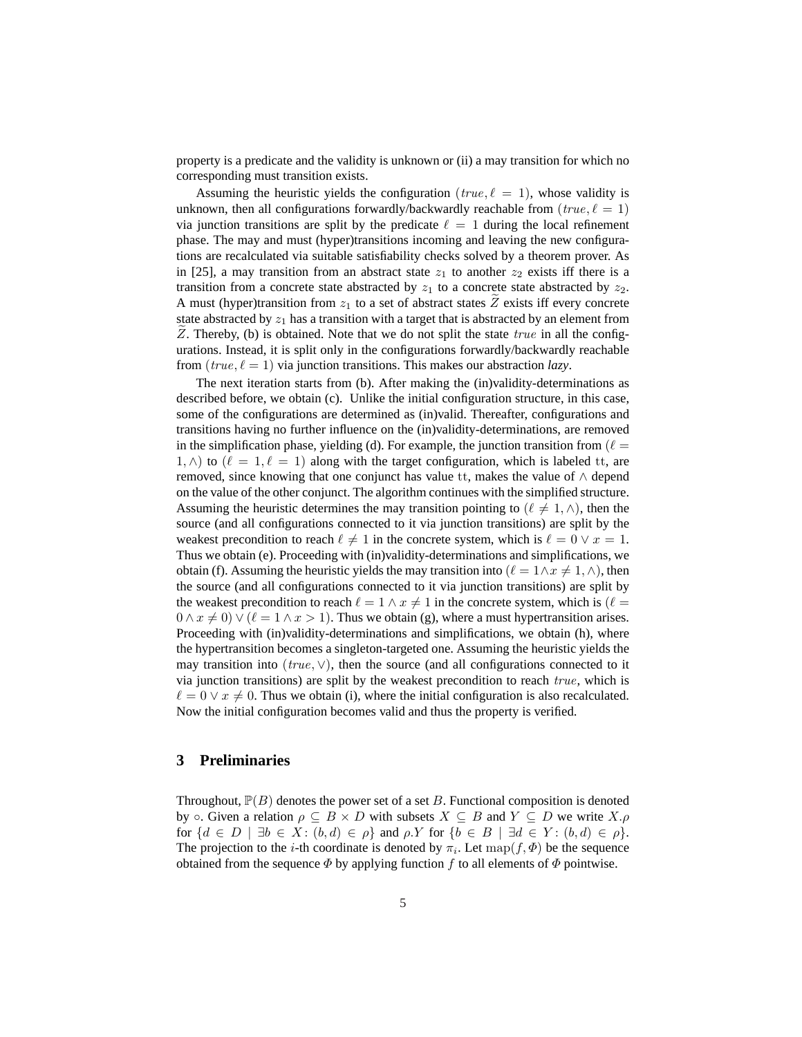property is a predicate and the validity is unknown or (ii) a may transition for which no corresponding must transition exists.

Assuming the heuristic yields the configuration $(true, \ell = 1)$, whose validity is unknown, then all configurations forwardly/backwardly reachable from $(true, \ell = 1)$ via junction transitions are split by the predicate $\ell = 1$ during the local refinement phase. The may and must (hyper)transitions incoming and leaving the new configurations are recalculated via suitable satisfiability checks solved by a theorem prover. As in [25], a may transition from an abstract state $z_1$ to another $z_2$ exists iff there is a transition from a concrete state abstracted by $z_1$ to a concrete state abstracted by $z_2$. A must (hyper)transition from $z_1$ to a set of abstract states $\widetilde{Z}$ exists iff every concrete state abstracted by $z_1$ has a transition with a target that is abstracted by an element from $\widetilde{Z}$. Thereby, (b) is obtained. Note that we do not split the state $true$ in all the configurations. Instead, it is split only in the configurations forwardly/backwardly reachable from $(true, \ell = 1)$ via junction transitions. This makes our abstraction ***lazy***.

The next iteration starts from (b). After making the (in)validity-determinations as described before, we obtain (c). Unlike the initial configuration structure, in this case, some of the configurations are determined as (in)valid. Thereafter, configurations and transitions having no further influence on the (in)validity-determinations, are removed in the simplification phase, yielding (d). For example, the junction transition from $(\ell = 1, \wedge)$ to $(\ell = 1, \ell = 1)$ along with the target configuration, which is labeled $\mathtt{tt}$, are removed, since knowing that one conjunct has value $\mathtt{tt}$, makes the value of $\wedge$ depend on the value of the other conjunct. The algorithm continues with the simplified structure. Assuming the heuristic determines the may transition pointing to $(\ell \neq 1, \wedge)$, then the source (and all configurations connected to it via junction transitions) are split by the weakest precondition to reach $\ell \neq 1$ in the concrete system, which is $\ell = 0 \vee x = 1$. Thus we obtain (e). Proceeding with (in)validity-determinations and simplifications, we obtain (f). Assuming the heuristic yields the may transition into $(\ell = 1 \wedge x \neq 1, \wedge)$, then the source (and all configurations connected to it via junction transitions) are split by the weakest precondition to reach $\ell = 1 \wedge x \neq 1$ in the concrete system, which is $(\ell = 0 \wedge x \neq 0) \vee (\ell = 1 \wedge x > 1)$. Thus we obtain (g), where a must hypertransition arises. Proceeding with (in)validity-determinations and simplifications, we obtain (h), where the hypertransition becomes a singleton-targeted one. Assuming the heuristic yields the may transition into $(true, \vee)$, then the source (and all configurations connected to it via junction transitions) are split by the weakest precondition to reach $true$, which is $\ell = 0 \vee x \neq 0$. Thus we obtain (i), where the initial configuration is also recalculated. Now the initial configuration becomes valid and thus the property is verified.

## 3 Preliminaries

Throughout, $\mathbb{P}(B)$ denotes the power set of a set $B$. Functional composition is denoted by $\circ$. Given a relation $\rho \subseteq B \times D$ with subsets $X \subseteq B$ and $Y \subseteq D$ we write $X.\rho$ for $\{d \in D \mid \exists b \in X \colon (b, d) \in \rho\}$ and $\rho.Y$ for $\{b \in B \mid \exists d \in Y \colon (b, d) \in \rho\}$. The projection to the $i$-th coordinate is denoted by $\pi_i$. Let $\mathrm{map}(f, \Phi)$ be the sequence obtained from the sequence $\Phi$ by applying function $f$ to all elements of $\Phi$ pointwise.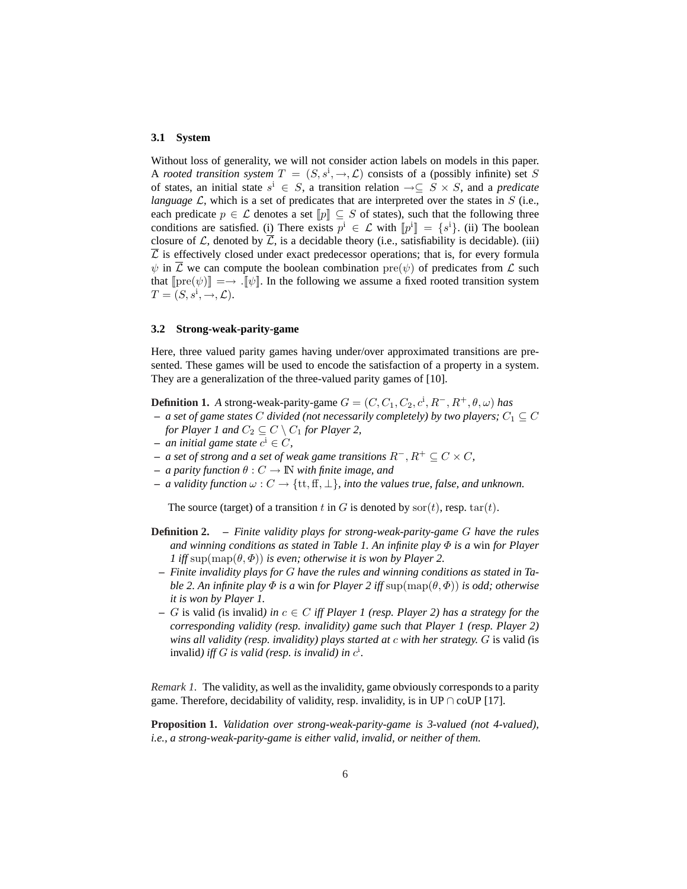### 3.1 System

Without loss of generality, we will not consider action labels on models in this paper. A *rooted transition system* $T = (S, s^{\mathrm{i}}, \rightarrow, \mathcal{L})$ consists of a (possibly infinite) set $S$ of states, an initial state $s^{\mathrm{i}} \in S$, a transition relation $\rightarrow \subseteq S \times S$, and a *predicate language* $\mathcal{L}$, which is a set of predicates that are interpreted over the states in $S$ (i.e., each predicate $p \in \mathcal{L}$ denotes a set $[\![p]\!] \subseteq S$ of states), such that the following three conditions are satisfied. (i) There exists $p^{\mathrm{i}} \in \mathcal{L}$ with $[\![p^{\mathrm{i}}]\!] = \{s^{\mathrm{i}}\}$. (ii) The boolean closure of $\mathcal{L}$, denoted by $\overline{\mathcal{L}}$, is a decidable theory (i.e., satisfiability is decidable). (iii) $\overline{\mathcal{L}}$ is effectively closed under exact predecessor operations; that is, for every formula $\psi$ in $\overline{\mathcal{L}}$ we can compute the boolean combination $\mathrm{pre}(\psi)$ of predicates from $\mathcal{L}$ such that $[\![\mathrm{pre}(\psi)]\!] = \rightarrow .[\![\psi]\!]$. In the following we assume a fixed rooted transition system $T = (S, s^{\mathrm{i}}, \rightarrow, \mathcal{L})$.

### 3.2 Strong-weak-parity-game

Here, three valued parity games having under/over approximated transitions are presented. These games will be used to encode the satisfaction of a property in a system. They are a generalization of the three-valued parity games of [10].

**Definition 1.** *A* strong-weak-parity-game $G = (C, C_1, C_2, c^{\mathrm{i}}, R^-, R^+, \theta, \omega)$ *has*

- *a set of game states $C$ divided (not necessarily completely) by two players; $C_1 \subseteq C$ for Player 1 and $C_2 \subseteq C \setminus C_1$ for Player 2,*
- *an initial game state $c^{\mathrm{i}} \in C$,*
- *a set of strong and a set of weak game transitions $R^-, R^+ \subseteq C \times C$,*
- *a parity function $\theta : C \rightarrow \mathbb{N}$ with finite image, and*
- *a validity function $\omega : C \rightarrow \{\mathrm{tt}, \mathrm{ff}, \bot\}$, into the values true, false, and unknown.*

The source (target) of a transition $t$ in $G$ is denoted by $\mathrm{sor}(t)$, resp. $\mathrm{tar}(t)$.

**Definition 2.**

- *Finite validity plays for strong-weak-parity-game $G$ have the rules and winning conditions as stated in Table 1. An infinite play $\Phi$ is a* win *for Player 1 iff $\sup(\mathrm{map}(\theta, \Phi))$ is even; otherwise it is won by Player 2.*
- *Finite invalidity plays for $G$ have the rules and winning conditions as stated in Table 2. An infinite play $\Phi$ is a* win *for Player 2 iff $\sup(\mathrm{map}(\theta, \Phi))$ is odd; otherwise it is won by Player 1.*
- *$G$* is valid *(*is invalid*) in $c \in C$ iff Player 1 (resp. Player 2) has a strategy for the corresponding validity (resp. invalidity) game such that Player 1 (resp. Player 2) wins all validity (resp. invalidity) plays started at $c$ with her strategy. $G$* is valid *(*is invalid*) iff $G$ is valid (resp. is invalid) in $c^{\mathrm{i}}$.*

*Remark 1.* The validity, as well as the invalidity, game obviously corresponds to a parity game. Therefore, decidability of validity, resp. invalidity, is in UP ∩ coUP [17].

**Proposition 1.** *Validation over strong-weak-parity-game is 3-valued (not 4-valued), i.e., a strong-weak-parity-game is either valid, invalid, or neither of them.*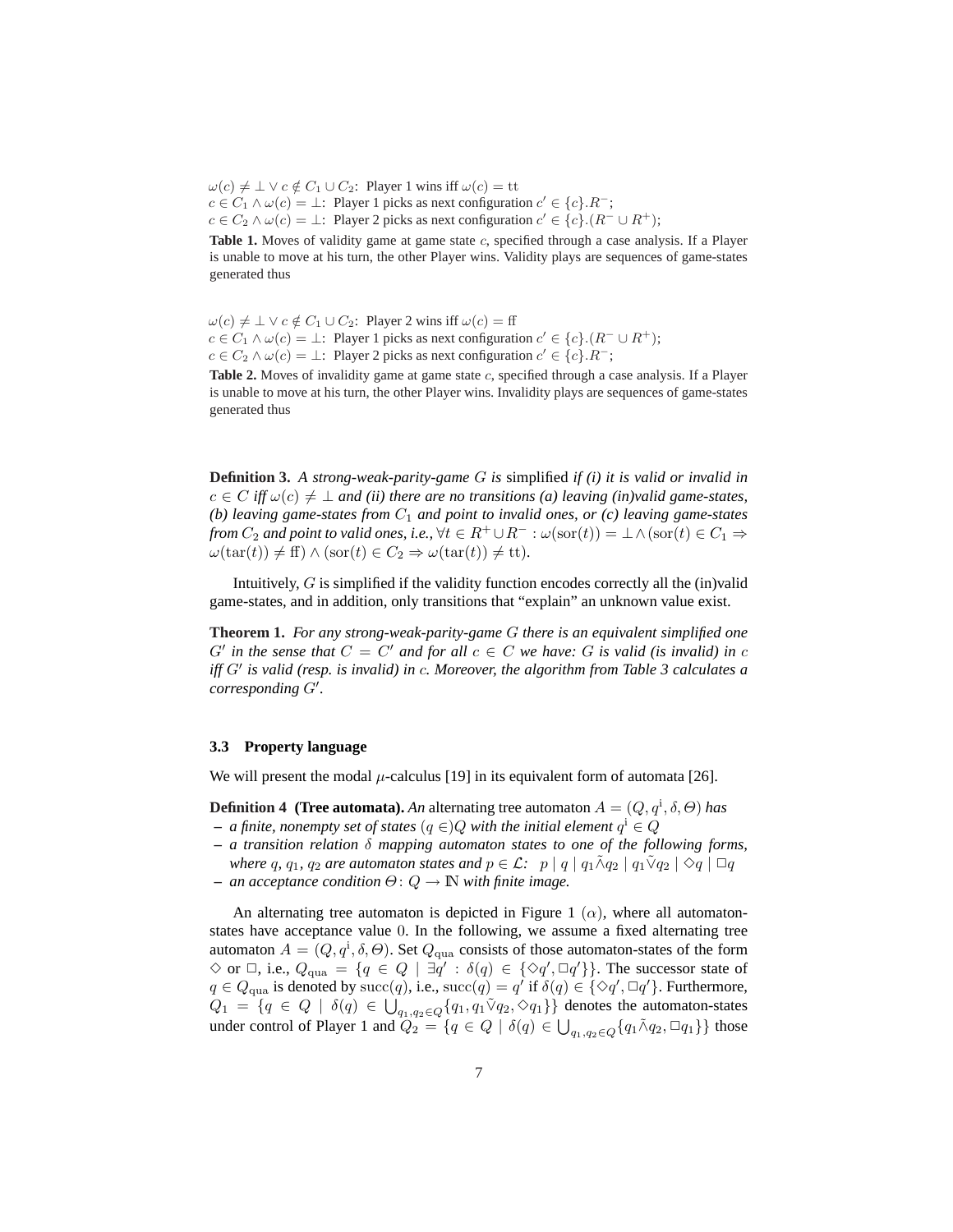$\omega(c) \neq \bot \vee c \notin C_1 \cup C_2$: Player 1 wins iff $\omega(c) = \mathrm{tt}$
$c \in C_1 \wedge \omega(c) = \bot$: Player 1 picks as next configuration $c' \in \{c\}.R^-$;
$c \in C_2 \wedge \omega(c) = \bot$: Player 2 picks as next configuration $c' \in \{c\}.(R^- \cup R^+)$;

**Table 1.** Moves of validity game at game state $c$, specified through a case analysis. If a Player is unable to move at his turn, the other Player wins. Validity plays are sequences of game-states generated thus

$\omega(c) \neq \bot \vee c \notin C_1 \cup C_2$: Player 2 wins iff $\omega(c) = \mathrm{ff}$
$c \in C_1 \wedge \omega(c) = \bot$: Player 1 picks as next configuration $c' \in \{c\}.(R^- \cup R^+)$;
$c \in C_2 \wedge \omega(c) = \bot$: Player 2 picks as next configuration $c' \in \{c\}.R^-$;

**Table 2.** Moves of invalidity game at game state $c$, specified through a case analysis. If a Player is unable to move at his turn, the other Player wins. Invalidity plays are sequences of game-states generated thus

**Definition 3.** *A strong-weak-parity-game $G$ is* simplified *if (i) it is valid or invalid in $c \in C$ iff $\omega(c) \neq \bot$ and (ii) there are no transitions (a) leaving (in)valid game-states, (b) leaving game-states from $C_1$ and point to invalid ones, or (c) leaving game-states from $C_2$ and point to valid ones, i.e., $\forall t \in R^+ \cup R^- : \omega(\mathrm{sor}(t)) = \bot \wedge (\mathrm{sor}(t) \in C_1 \Rightarrow \omega(\mathrm{tar}(t)) \neq \mathrm{ff}) \wedge (\mathrm{sor}(t) \in C_2 \Rightarrow \omega(\mathrm{tar}(t)) \neq \mathrm{tt})$.*

Intuitively, $G$ is simplified if the validity function encodes correctly all the (in)valid game-states, and in addition, only transitions that "explain" an unknown value exist.

**Theorem 1.** *For any strong-weak-parity-game $G$ there is an equivalent simplified one $G'$ in the sense that $C = C'$ and for all $c \in C$ we have: $G$ is valid (is invalid) in $c$ iff $G'$ is valid (resp. is invalid) in $c$. Moreover, the algorithm from Table 3 calculates a corresponding $G'$.*

### 3.3 Property language

We will present the modal $\mu$-calculus [19] in its equivalent form of automata [26].

**Definition 4 (Tree automata).** *An* alternating tree automaton $A = (Q, q^{\mathrm{i}}, \delta, \Theta)$ *has*

- *a finite, nonempty set of states $(q \in)Q$ with the initial element $q^{\mathrm{i}} \in Q$*
- *a transition relation $\delta$ mapping automaton states to one of the following forms, where $q$, $q_1$, $q_2$ are automaton states and $p \in \mathcal{L}$: $\;p \mid q \mid q_1 \tilde{\wedge} q_2 \mid q_1 \tilde{\vee} q_2 \mid \Diamond q \mid \Box q$*
- *an acceptance condition $\Theta \colon Q \to \mathbb{N}$ with finite image.*

An alternating tree automaton is depicted in Figure 1 ($\alpha$), where all automaton-states have acceptance value $0$. In the following, we assume a fixed alternating tree automaton $A = (Q, q^{\mathrm{i}}, \delta, \Theta)$. Set $Q_{\mathrm{qua}}$ consists of those automaton-states of the form $\Diamond$ or $\Box$, i.e., $Q_{\mathrm{qua}} = \{q \in Q \mid \exists q' : \delta(q) \in \{\Diamond q', \Box q'\}\}$. The successor state of $q \in Q_{\mathrm{qua}}$ is denoted by $\mathrm{succ}(q)$, i.e., $\mathrm{succ}(q) = q'$ if $\delta(q) \in \{\Diamond q', \Box q'\}$. Furthermore, $Q_1 = \{q \in Q \mid \delta(q) \in \bigcup_{q_1, q_2 \in Q} \{q_1, q_1 \tilde{\vee} q_2, \Diamond q_1\}\}$ denotes the automaton-states under control of Player 1 and $Q_2 = \{q \in Q \mid \delta(q) \in \bigcup_{q_1, q_2 \in Q} \{q_1 \tilde{\wedge} q_2, \Box q_1\}\}$ those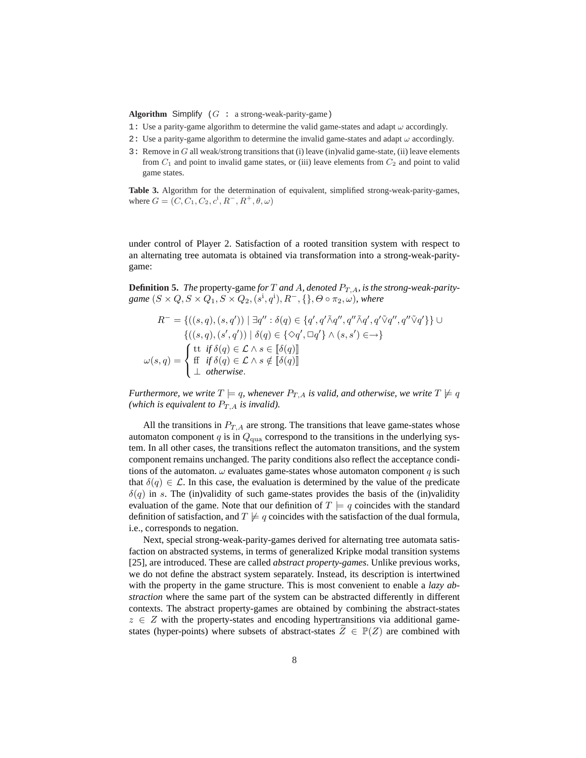**Algorithm** Simplify ( $G$ : a strong-weak-parity-game )

1: Use a parity-game algorithm to determine the valid game-states and adapt $\omega$ accordingly.
2: Use a parity-game algorithm to determine the invalid game-states and adapt $\omega$ accordingly.
3: Remove in $G$ all weak/strong transitions that (i) leave (in)valid game-state, (ii) leave elements from $C_1$ and point to invalid game states, or (iii) leave elements from $C_2$ and point to valid game states.

**Table 3.** Algorithm for the determination of equivalent, simplified strong-weak-parity-games, where $G = (C, C_1, C_2, c^{\mathrm{i}}, R^-, R^+, \theta, \omega)$

under control of Player 2. Satisfaction of a rooted transition system with respect to an alternating tree automata is obtained via transformation into a strong-weak-parity-game:

**Definition 5.** *The* property-game *for $T$ and $A$, denoted $P_{T,A}$, is the strong-weak-parity-game $(S \times Q, S \times Q_1, S \times Q_2, (s^{\mathrm{i}}, q^{\mathrm{i}}), R^-, \{\}, \Theta \circ \pi_2, \omega)$, where*

$$R^- = \{((s,q),(s,q')) \mid \exists q'' : \delta(q) \in \{q', q'\tilde{\wedge}q'', q''\tilde{\wedge}q', q'\tilde{\vee}q'', q''\tilde{\vee}q'\}\} \cup$$
$$\{((s,q),(s',q')) \mid \delta(q) \in \{\Diamond q', \Box q'\} \wedge (s,s') \in \rightarrow\}$$
$$\omega(s,q) = \begin{cases} \mathrm{tt} & \textit{if } \delta(q) \in \mathcal{L} \wedge s \in [\![\delta(q)]\!] \\ \mathrm{ff} & \textit{if } \delta(q) \in \mathcal{L} \wedge s \notin [\![\delta(q)]\!] \\ \bot & \textit{otherwise}. \end{cases}$$

*Furthermore, we write $T \models q$, whenever $P_{T,A}$ is valid, and otherwise, we write $T \not\models q$ (which is equivalent to $P_{T,A}$ is invalid).*

All the transitions in $P_{T,A}$ are strong. The transitions that leave game-states whose automaton component $q$ is in $Q_{\mathrm{qua}}$ correspond to the transitions in the underlying system. In all other cases, the transitions reflect the automaton transitions, and the system component remains unchanged. The parity conditions also reflect the acceptance conditions of the automaton. $\omega$ evaluates game-states whose automaton component $q$ is such that $\delta(q) \in \mathcal{L}$. In this case, the evaluation is determined by the value of the predicate $\delta(q)$ in $s$. The (in)validity of such game-states provides the basis of the (in)validity evaluation of the game. Note that our definition of $T \models q$ coincides with the standard definition of satisfaction, and $T \not\models q$ coincides with the satisfaction of the dual formula, i.e., corresponds to negation.

Next, special strong-weak-parity-games derived for alternating tree automata satisfaction on abstracted systems, in terms of generalized Kripke modal transition systems [25], are introduced. These are called *abstract property-games*. Unlike previous works, we do not define the abstract system separately. Instead, its description is intertwined with the property in the game structure. This is most convenient to enable a *lazy abstraction* where the same part of the system can be abstracted differently in different contexts. The abstract property-games are obtained by combining the abstract-states $z \in Z$ with the property-states and encoding hypertransitions via additional game-states (hyper-points) where subsets of abstract-states $\widetilde{Z} \in \mathbb{P}(Z)$ are combined with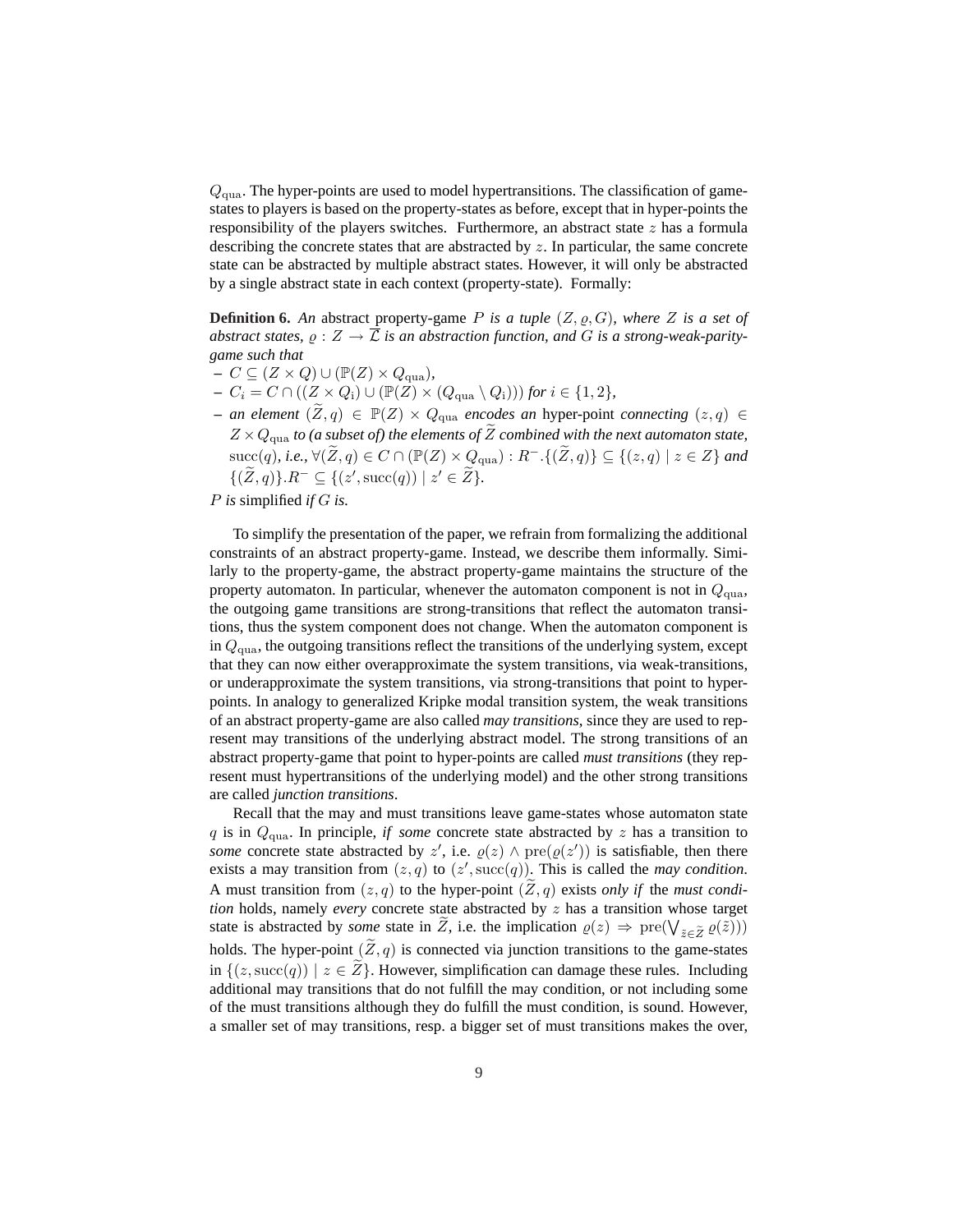$Q_{\rm qua}$. The hyper-points are used to model hypertransitions. The classification of game-states to players is based on the property-states as before, except that in hyper-points the responsibility of the players switches. Furthermore, an abstract state $z$ has a formula describing the concrete states that are abstracted by $z$. In particular, the same concrete state can be abstracted by multiple abstract states. However, it will only be abstracted by a single abstract state in each context (property-state). Formally:

**Definition 6.** *An* abstract property-game $P$ *is a tuple* $(Z, \varrho, G)$*, where* $Z$ *is a set of abstract states,* $\varrho : Z \to \overline{\mathcal{L}}$ *is an abstraction function, and* $G$ *is a strong-weak-parity-game such that*

- $C \subseteq (Z \times Q) \cup (\mathbb{P}(Z) \times Q_{\rm qua})$,
- $C_i = C \cap ((Z \times Q_{\rm i}) \cup (\mathbb{P}(Z) \times (Q_{\rm qua} \setminus Q_{\rm i})))$ *for* $i \in \{1, 2\}$,
- *an element* $(\widetilde{Z}, q) \in \mathbb{P}(Z) \times Q_{\rm qua}$ *encodes an* hyper-point *connecting* $(z, q) \in Z \times Q_{\rm qua}$ *to (a subset of) the elements of* $\widetilde{Z}$ *combined with the next automaton state,* $\mathrm{succ}(q)$*, i.e.,* $\forall (\widetilde{Z}, q) \in C \cap (\mathbb{P}(Z) \times Q_{\rm qua}) : R^-.\{(\widetilde{Z}, q)\} \subseteq \{(z, q) \mid z \in Z\}$ *and* $\{(\widetilde{Z}, q)\}.R^- \subseteq \{(z', \mathrm{succ}(q)) \mid z' \in \widetilde{Z}\}$.

$P$ *is* simplified *if* $G$ *is.*

To simplify the presentation of the paper, we refrain from formalizing the additional constraints of an abstract property-game. Instead, we describe them informally. Similarly to the property-game, the abstract property-game maintains the structure of the property automaton. In particular, whenever the automaton component is not in $Q_{\rm qua}$, the outgoing game transitions are strong-transitions that reflect the automaton transitions, thus the system component does not change. When the automaton component is in $Q_{\rm qua}$, the outgoing transitions reflect the transitions of the underlying system, except that they can now either overapproximate the system transitions, via weak-transitions, or underapproximate the system transitions, via strong-transitions that point to hyper-points. In analogy to generalized Kripke modal transition system, the weak transitions of an abstract property-game are also called *may transitions*, since they are used to represent may transitions of the underlying abstract model. The strong transitions of an abstract property-game that point to hyper-points are called *must transitions* (they represent must hypertransitions of the underlying model) and the other strong transitions are called *junction transitions*.

Recall that the may and must transitions leave game-states whose automaton state $q$ is in $Q_{\rm qua}$. In principle, *if some* concrete state abstracted by $z$ has a transition to *some* concrete state abstracted by $z'$, i.e. $\varrho(z) \wedge \mathrm{pre}(\varrho(z'))$ is satisfiable, then there exists a may transition from $(z, q)$ to $(z', \mathrm{succ}(q))$. This is called the *may condition*. A must transition from $(z, q)$ to the hyper-point $(\widetilde{Z}, q)$ exists *only if* the *must condition* holds, namely *every* concrete state abstracted by $z$ has a transition whose target state is abstracted by *some* state in $\widetilde{Z}$, i.e. the implication $\varrho(z) \Rightarrow \mathrm{pre}(\bigvee_{\tilde{z} \in \widetilde{Z}} \varrho(\tilde{z})))$ holds. The hyper-point $(\widetilde{Z}, q)$ is connected via junction transitions to the game-states in $\{(z, \mathrm{succ}(q)) \mid z \in \widetilde{Z}\}$. However, simplification can damage these rules. Including additional may transitions that do not fulfill the may condition, or not including some of the must transitions although they do fulfill the must condition, is sound. However, a smaller set of may transitions, resp. a bigger set of must transitions makes the over,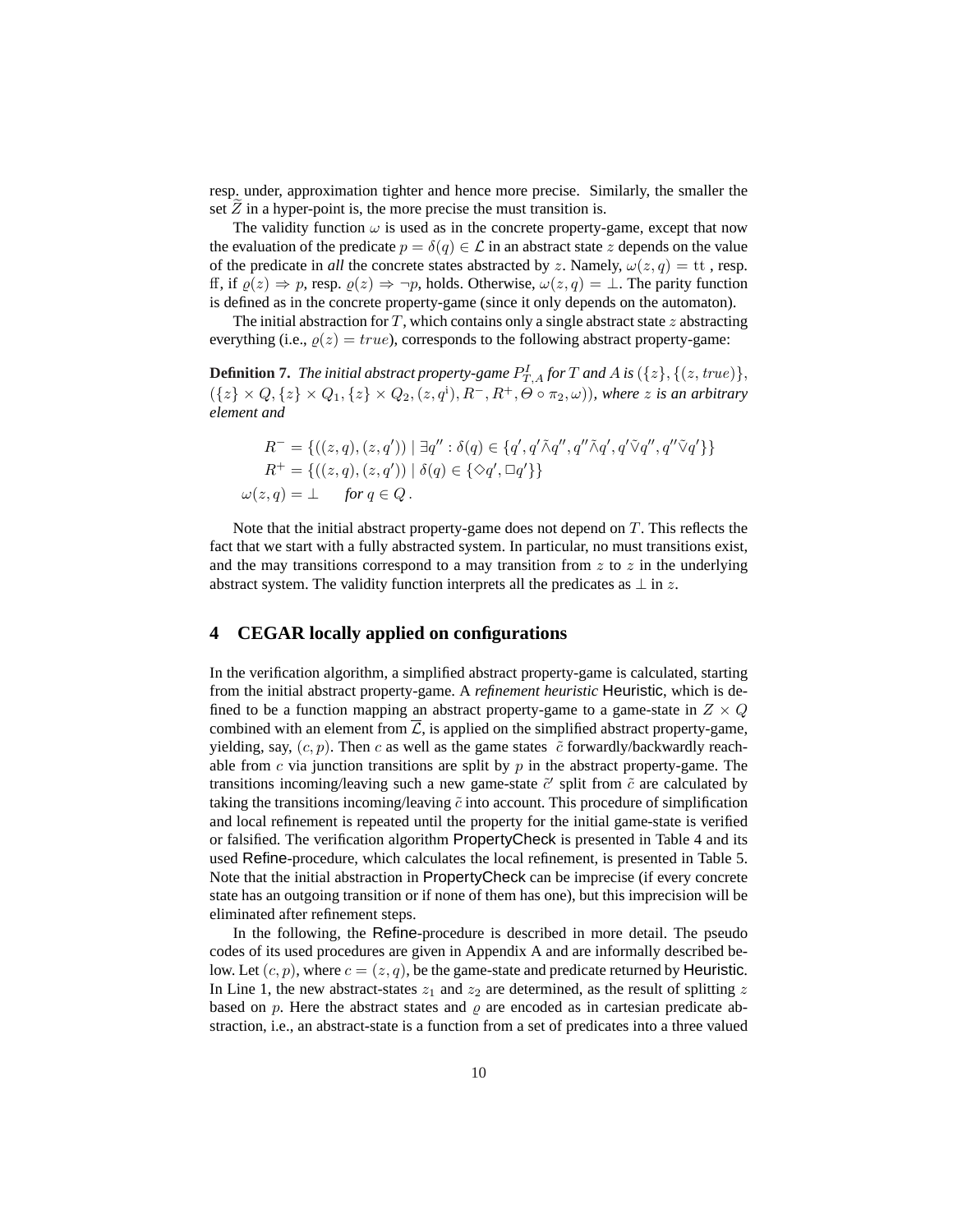resp. under, approximation tighter and hence more precise. Similarly, the smaller the set $\widetilde{Z}$ in a hyper-point is, the more precise the must transition is.

The validity function $\omega$ is used as in the concrete property-game, except that now the evaluation of the predicate $p = \delta(q) \in \mathcal{L}$ in an abstract state $z$ depends on the value of the predicate in *all* the concrete states abstracted by $z$. Namely, $\omega(z, q) = \mathrm{tt}$ , resp. ff, if $\varrho(z) \Rightarrow p$, resp. $\varrho(z) \Rightarrow \neg p$, holds. Otherwise, $\omega(z, q) = \bot$. The parity function is defined as in the concrete property-game (since it only depends on the automaton).

The initial abstraction for $T$, which contains only a single abstract state $z$ abstracting everything (i.e., $\varrho(z) = true$), corresponds to the following abstract property-game:

**Definition 7.** *The initial abstract property-game $P^I_{T,A}$ for $T$ and $A$ is $(\{z\}, \{(z, true)\}$, $(\{z\} \times Q, \{z\} \times Q_1, \{z\} \times Q_2, (z, q^{\mathrm{i}}), R^-, R^+, \Theta \circ \pi_2, \omega))$, where $z$ is an arbitrary element and*

$$
\begin{aligned}
R^- &= \{((z, q), (z, q')) \mid \exists q'' : \delta(q) \in \{q', q' \tilde{\wedge} q'', q'' \tilde{\wedge} q', q' \tilde{\vee} q'', q'' \tilde{\vee} q'\}\} \\
R^+ &= \{((z, q), (z, q')) \mid \delta(q) \in \{\Diamond q', \Box q'\}\} \\
\omega(z, q) &= \bot \qquad \textit{for } q \in Q\,.
\end{aligned}
$$

Note that the initial abstract property-game does not depend on $T$. This reflects the fact that we start with a fully abstracted system. In particular, no must transitions exist, and the may transitions correspond to a may transition from $z$ to $z$ in the underlying abstract system. The validity function interprets all the predicates as $\bot$ in $z$.

## 4 CEGAR locally applied on configurations

In the verification algorithm, a simplified abstract property-game is calculated, starting from the initial abstract property-game. A *refinement heuristic* Heuristic, which is defined to be a function mapping an abstract property-game to a game-state in $Z \times Q$ combined with an element from $\overline{\mathcal{L}}$, is applied on the simplified abstract property-game, yielding, say, $(c, p)$. Then $c$ as well as the game states $\tilde{c}$ forwardly/backwardly reachable from $c$ via junction transitions are split by $p$ in the abstract property-game. The transitions incoming/leaving such a new game-state $\tilde{c}'$ split from $\tilde{c}$ are calculated by taking the transitions incoming/leaving $\tilde{c}$ into account. This procedure of simplification and local refinement is repeated until the property for the initial game-state is verified or falsified. The verification algorithm PropertyCheck is presented in Table 4 and its used Refine-procedure, which calculates the local refinement, is presented in Table 5. Note that the initial abstraction in PropertyCheck can be imprecise (if every concrete state has an outgoing transition or if none of them has one), but this imprecision will be eliminated after refinement steps.

In the following, the Refine-procedure is described in more detail. The pseudo codes of its used procedures are given in Appendix A and are informally described below. Let $(c, p)$, where $c = (z, q)$, be the game-state and predicate returned by Heuristic. In Line 1, the new abstract-states $z_1$ and $z_2$ are determined, as the result of splitting $z$ based on $p$. Here the abstract states and $\varrho$ are encoded as in cartesian predicate abstraction, i.e., an abstract-state is a function from a set of predicates into a three valued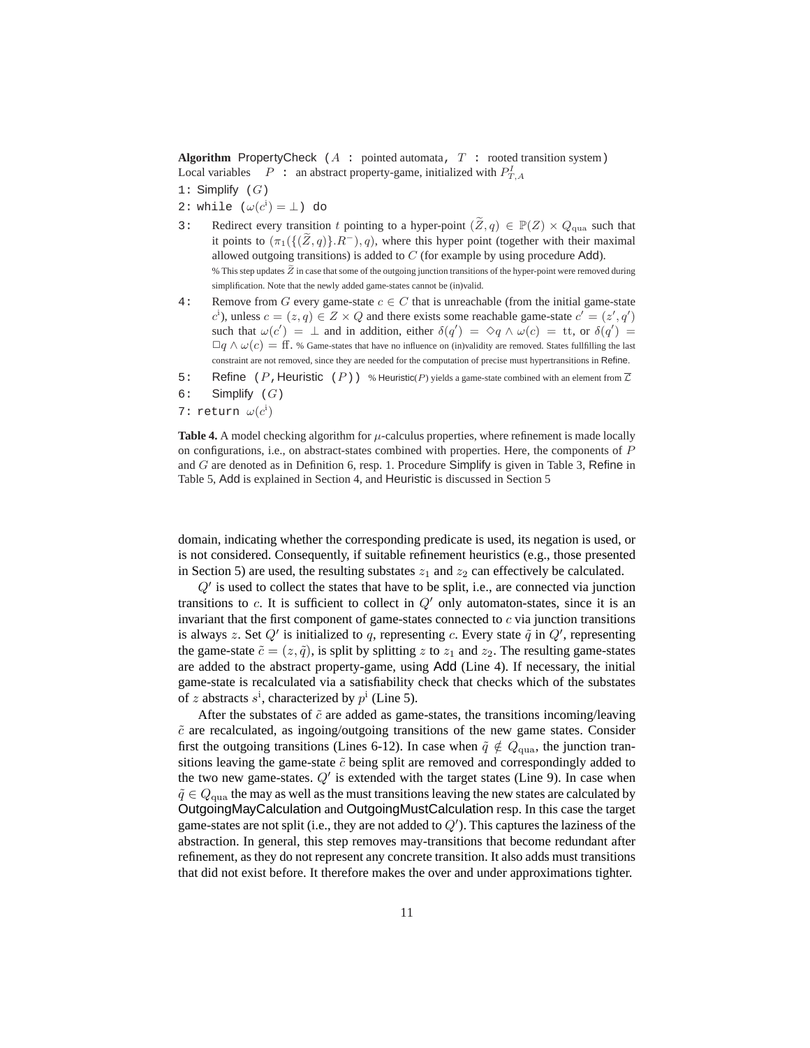**Algorithm** PropertyCheck ( $A$ : pointed automata, $T$ : rooted transition system )
Local variables $P$ : an abstract property-game, initialized with $P^I_{T,A}$

```
1: Simplify (G)
2: while (ω(c^i) = ⊥) do
```

3: Redirect every transition $t$ pointing to a hyper-point $(\widetilde{Z}, q) \in \mathbb{P}(Z) \times Q_{\mathrm{qua}}$ such that it points to $(\pi_1(\{(\widetilde{Z}, q)\}.R^-), q)$, where this hyper point (together with their maximal allowed outgoing transitions) is added to $C$ (for example by using procedure Add).
% This step updates $\widetilde{Z}$ in case that some of the outgoing junction transitions of the hyper-point were removed during simplification. Note that the newly added game-states cannot be (in)valid.

4: Remove from $G$ every game-state $c \in C$ that is unreachable (from the initial game-state $c^{\mathrm{i}}$), unless $c = (z, q) \in Z \times Q$ and there exists some reachable game-state $c' = (z', q')$ such that $\omega(c') = \bot$ and in addition, either $\delta(q') = \diamond q \wedge \omega(c) = \mathrm{tt}$, or $\delta(q') = \Box q \wedge \omega(c) = \mathrm{ff}$. % Game-states that have no influence on (in)validity are removed. States fullfilling the last constraint are not removed, since they are needed for the computation of precise must hypertransitions in Refine.

5: Refine ( $P$, Heuristic ( $P$ )) % Heuristic($P$) yields a game-state combined with an element from $\overline{\mathcal{Z}}$

6: Simplify ( $G$ )

7: return $\omega(c^{\mathrm{i}})$

**Table 4.** A model checking algorithm for $\mu$-calculus properties, where refinement is made locally on configurations, i.e., on abstract-states combined with properties. Here, the components of $P$ and $G$ are denoted as in Definition 6, resp. 1. Procedure Simplify is given in Table 3, Refine in Table 5, Add is explained in Section 4, and Heuristic is discussed in Section 5

domain, indicating whether the corresponding predicate is used, its negation is used, or is not considered. Consequently, if suitable refinement heuristics (e.g., those presented in Section 5) are used, the resulting substates $z_1$ and $z_2$ can effectively be calculated.

$Q'$ is used to collect the states that have to be split, i.e., are connected via junction transitions to $c$. It is sufficient to collect in $Q'$ only automaton-states, since it is an invariant that the first component of game-states connected to $c$ via junction transitions is always $z$. Set $Q'$ is initialized to $q$, representing $c$. Every state $\tilde{q}$ in $Q'$, representing the game-state $\tilde{c} = (z, \tilde{q})$, is split by splitting $z$ to $z_1$ and $z_2$. The resulting game-states are added to the abstract property-game, using Add (Line 4). If necessary, the initial game-state is recalculated via a satisfiability check that checks which of the substates of $z$ abstracts $s^{\mathrm{i}}$, characterized by $p^{\mathrm{i}}$ (Line 5).

After the substates of $\tilde{c}$ are added as game-states, the transitions incoming/leaving $\tilde{c}$ are recalculated, as ingoing/outgoing transitions of the new game states. Consider first the outgoing transitions (Lines 6-12). In case when $\tilde{q} \notin Q_{\mathrm{qua}}$, the junction transitions leaving the game-state $\tilde{c}$ being split are removed and correspondingly added to the two new game-states. $Q'$ is extended with the target states (Line 9). In case when $\tilde{q} \in Q_{\mathrm{qua}}$ the may as well as the must transitions leaving the new states are calculated by OutgoingMayCalculation and OutgoingMustCalculation resp. In this case the target game-states are not split (i.e., they are not added to $Q'$). This captures the laziness of the abstraction. In general, this step removes may-transitions that become redundant after refinement, as they do not represent any concrete transition. It also adds must transitions that did not exist before. It therefore makes the over and under approximations tighter.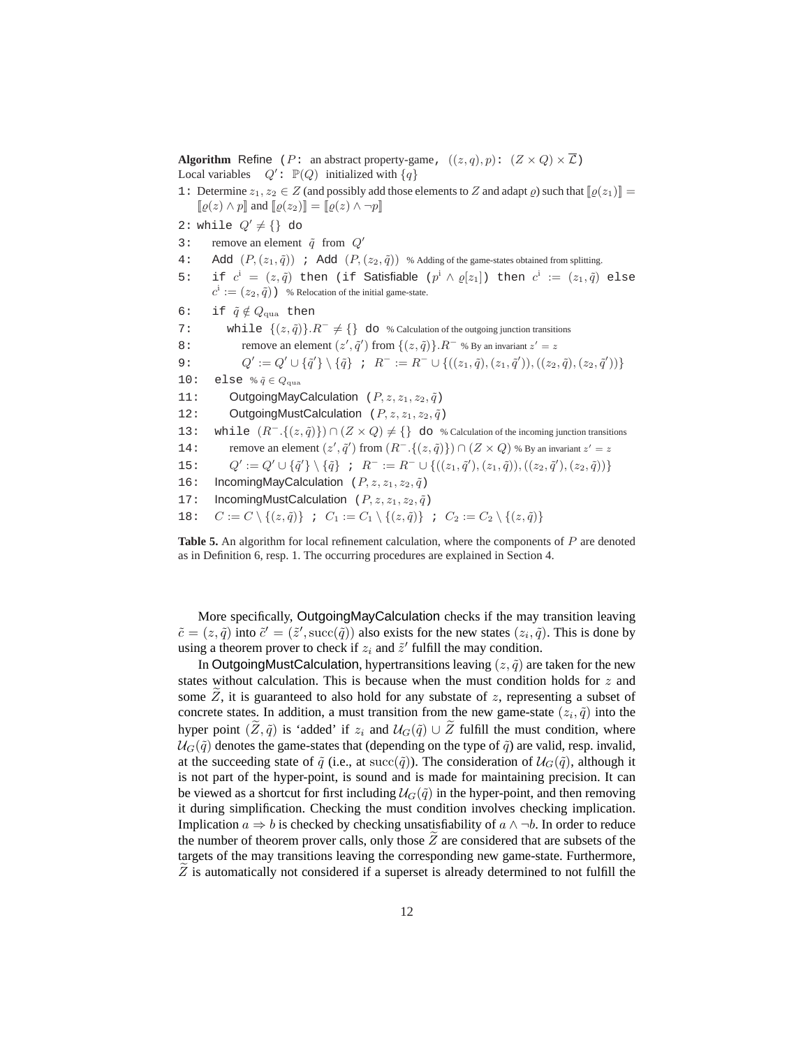**Algorithm** Refine ( $P$: an abstract property-game, $((z,q),p)$: $(Z \times Q) \times \overline{\mathcal{L}}$ )
Local variables $Q'$: $\mathbb{P}(Q)$ initialized with $\{q\}$

```
1:  Determine z1, z2 ∈ Z (and possibly add those elements to Z and adapt ϱ) such that ⟦ϱ(z1)⟧ =
    ⟦ϱ(z) ∧ p⟧ and ⟦ϱ(z2)⟧ = ⟦ϱ(z) ∧ ¬p⟧
2:  while Q' ≠ {} do
3:     remove an element q̃ from Q'
4:     Add (P,(z1,q̃)) ; Add (P,(z2,q̃))  % Adding of the game-states obtained from splitting.
5:     if c^i = (z,q̃) then (if Satisfiable (p^i ∧ ϱ[z1]) then c^i := (z1,q̃) else
       c^i := (z2,q̃))  % Relocation of the initial game-state.
6:     if q̃ ∉ Q_qua then
7:        while {(z,q̃)}.R^- ≠ {} do  % Calculation of the outgoing junction transitions
8:           remove an element (z',q̃') from {(z,q̃)}.R^-  % By an invariant z' = z
9:           Q' := Q' ∪ {q̃'} \ {q̃} ; R^- := R^- ∪ {((z1,q̃),(z1,q̃')),((z2,q̃),(z2,q̃'))}
10:    else  % q̃ ∈ Q_qua
11:       OutgoingMayCalculation (P,z,z1,z2,q̃)
12:       OutgoingMustCalculation (P,z,z1,z2,q̃)
13:    while (R^-.{(z,q̃)}) ∩ (Z × Q) ≠ {} do  % Calculation of the incoming junction transitions
14:       remove an element (z',q̃') from (R^-.{(z,q̃)}) ∩ (Z × Q)  % By an invariant z' = z
15:       Q' := Q' ∪ {q̃'} \ {q̃} ; R^- := R^- ∪ {((z1,q̃'),(z1,q̃)),((z2,q̃'),(z2,q̃))}
16:    IncomingMayCalculation (P,z,z1,z2,q̃)
17:    IncomingMustCalculation (P,z,z1,z2,q̃)
18:    C := C \ {(z,q̃)} ; C1 := C1 \ {(z,q̃)} ; C2 := C2 \ {(z,q̃)}
```

**Table 5.** An algorithm for local refinement calculation, where the components of $P$ are denoted as in Definition 6, resp. 1. The occurring procedures are explained in Section 4.

More specifically, OutgoingMayCalculation checks if the may transition leaving $\tilde{c} = (z, \tilde{q})$ into $\tilde{c}' = (\tilde{z}', \mathrm{succ}(\tilde{q}))$ also exists for the new states $(z_i, \tilde{q})$. This is done by using a theorem prover to check if $z_i$ and $\tilde{z}'$ fulfill the may condition.

In OutgoingMustCalculation, hypertransitions leaving $(z, \tilde{q})$ are taken for the new states without calculation. This is because when the must condition holds for $z$ and some $\widetilde{Z}$, it is guaranteed to also hold for any substate of $z$, representing a subset of concrete states. In addition, a must transition from the new game-state $(z_i, \tilde{q})$ into the hyper point $(\widetilde{Z}, \tilde{q})$ is 'added' if $z_i$ and $\mathcal{U}_G(\tilde{q}) \cup \widetilde{Z}$ fulfill the must condition, where $\mathcal{U}_G(\tilde{q})$ denotes the game-states that (depending on the type of $\tilde{q}$) are valid, resp. invalid, at the succeeding state of $\tilde{q}$ (i.e., at $\mathrm{succ}(\tilde{q})$). The consideration of $\mathcal{U}_G(\tilde{q})$, although it is not part of the hyper-point, is sound and is made for maintaining precision. It can be viewed as a shortcut for first including $\mathcal{U}_G(\tilde{q})$ in the hyper-point, and then removing it during simplification. Checking the must condition involves checking implication. Implication $a \Rightarrow b$ is checked by checking unsatisfiability of $a \wedge \neg b$. In order to reduce the number of theorem prover calls, only those $\widetilde{Z}$ are considered that are subsets of the targets of the may transitions leaving the corresponding new game-state. Furthermore, $\widetilde{Z}$ is automatically not considered if a superset is already determined to not fulfill the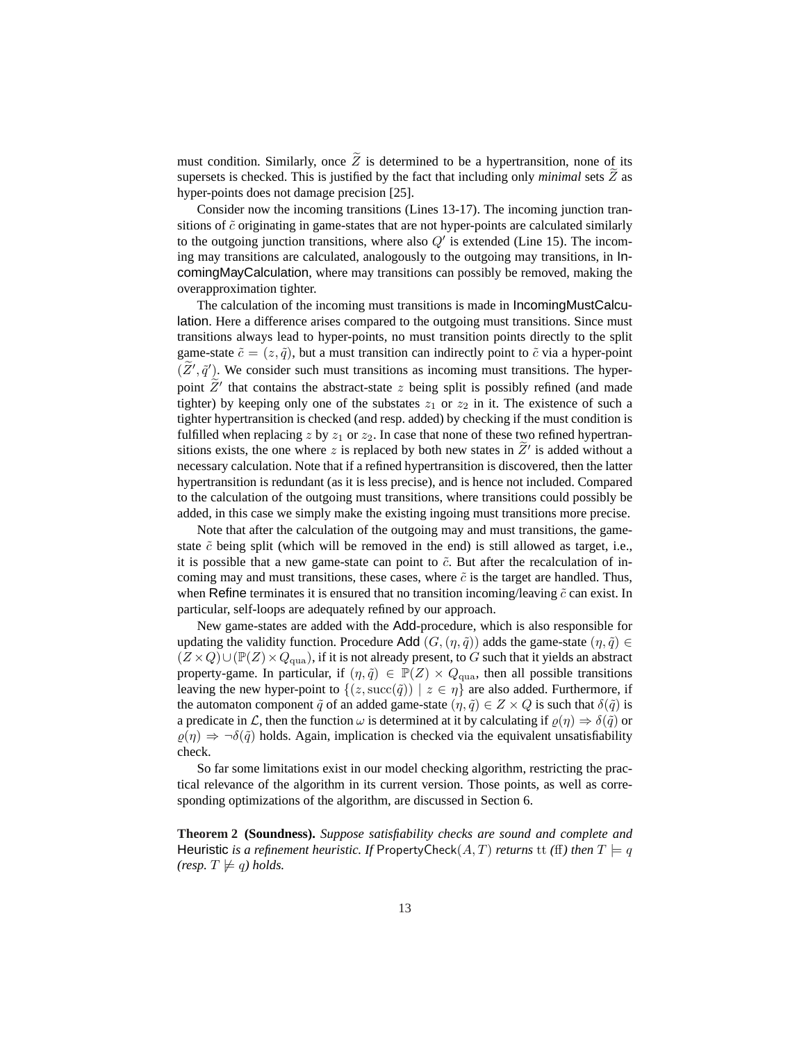must condition. Similarly, once $\widetilde{Z}$ is determined to be a hypertransition, none of its supersets is checked. This is justified by the fact that including only *minimal* sets $\widetilde{Z}$ as hyper-points does not damage precision [25].

Consider now the incoming transitions (Lines 13-17). The incoming junction transitions of $\tilde{c}$ originating in game-states that are not hyper-points are calculated similarly to the outgoing junction transitions, where also $Q'$ is extended (Line 15). The incoming may transitions are calculated, analogously to the outgoing may transitions, in IncomingMayCalculation, where may transitions can possibly be removed, making the overapproximation tighter.

The calculation of the incoming must transitions is made in IncomingMustCalculation. Here a difference arises compared to the outgoing must transitions. Since must transitions always lead to hyper-points, no must transition points directly to the split game-state $\tilde{c} = (z, \tilde{q})$, but a must transition can indirectly point to $\tilde{c}$ via a hyper-point $(\widetilde{Z}', \tilde{q}')$. We consider such must transitions as incoming must transitions. The hyper-point $\widetilde{Z}'$ that contains the abstract-state $z$ being split is possibly refined (and made tighter) by keeping only one of the substates $z_1$ or $z_2$ in it. The existence of such a tighter hypertransition is checked (and resp. added) by checking if the must condition is fulfilled when replacing $z$ by $z_1$ or $z_2$. In case that none of these two refined hypertransitions exists, the one where $z$ is replaced by both new states in $\widetilde{Z}'$ is added without a necessary calculation. Note that if a refined hypertransition is discovered, then the latter hypertransition is redundant (as it is less precise), and is hence not included. Compared to the calculation of the outgoing must transitions, where transitions could possibly be added, in this case we simply make the existing ingoing must transitions more precise.

Note that after the calculation of the outgoing may and must transitions, the game-state $\tilde{c}$ being split (which will be removed in the end) is still allowed as target, i.e., it is possible that a new game-state can point to $\tilde{c}$. But after the recalculation of incoming may and must transitions, these cases, where $\tilde{c}$ is the target are handled. Thus, when Refine terminates it is ensured that no transition incoming/leaving $\tilde{c}$ can exist. In particular, self-loops are adequately refined by our approach.

New game-states are added with the Add-procedure, which is also responsible for updating the validity function. Procedure Add $(G, (\eta, \tilde{q}))$ adds the game-state $(\eta, \tilde{q}) \in (Z \times Q) \cup (\mathbb{P}(Z) \times Q_{\mathrm{qua}})$, if it is not already present, to $G$ such that it yields an abstract property-game. In particular, if $(\eta, \tilde{q}) \in \mathbb{P}(Z) \times Q_{\mathrm{qua}}$, then all possible transitions leaving the new hyper-point to $\{(z, \mathrm{succ}(\tilde{q})) \mid z \in \eta\}$ are also added. Furthermore, if the automaton component $\tilde{q}$ of an added game-state $(\eta, \tilde{q}) \in Z \times Q$ is such that $\delta(\tilde{q})$ is a predicate in $\mathcal{L}$, then the function $\omega$ is determined at it by calculating if $\varrho(\eta) \Rightarrow \delta(\tilde{q})$ or $\varrho(\eta) \Rightarrow \neg\delta(\tilde{q})$ holds. Again, implication is checked via the equivalent unsatisfiability check.

So far some limitations exist in our model checking algorithm, restricting the practical relevance of the algorithm in its current version. Those points, as well as corresponding optimizations of the algorithm, are discussed in Section 6.

**Theorem 2 (Soundness).** *Suppose satisfiability checks are sound and complete and* Heuristic *is a refinement heuristic. If* PropertyCheck$(A, T)$ *returns* $\mathrm{tt}$ *(*$\mathrm{ff}$*) then* $T \models q$ *(resp.* $T \not\models q$*) holds.*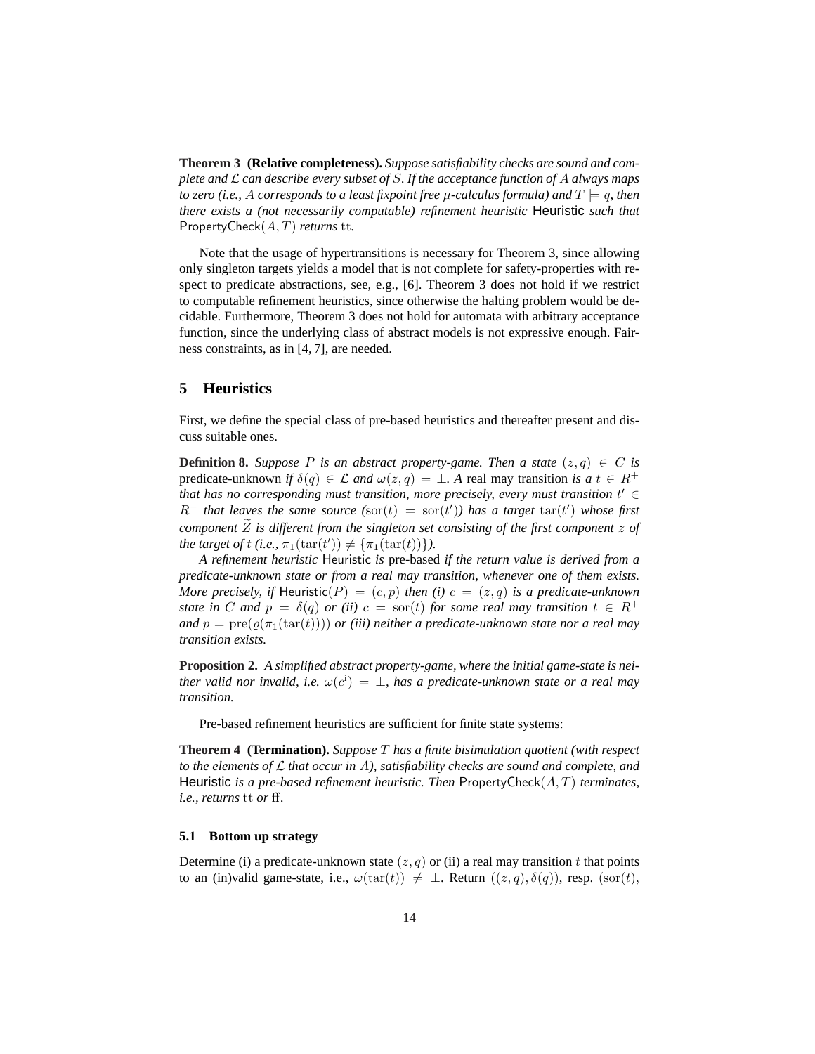**Theorem 3 (Relative completeness).** *Suppose satisfiability checks are sound and complete and $\mathcal{L}$ can describe every subset of $S$. If the acceptance function of $A$ always maps to zero (i.e., $A$ corresponds to a least fixpoint free $\mu$-calculus formula) and $T \models q$, then there exists a (not necessarily computable) refinement heuristic* Heuristic *such that* PropertyCheck$(A, T)$ *returns* $\mathrm{tt}$.

Note that the usage of hypertransitions is necessary for Theorem 3, since allowing only singleton targets yields a model that is not complete for safety-properties with respect to predicate abstractions, see, e.g., [6]. Theorem 3 does not hold if we restrict to computable refinement heuristics, since otherwise the halting problem would be decidable. Furthermore, Theorem 3 does not hold for automata with arbitrary acceptance function, since the underlying class of abstract models is not expressive enough. Fairness constraints, as in [4, 7], are needed.

## 5 Heuristics

First, we define the special class of pre-based heuristics and thereafter present and discuss suitable ones.

**Definition 8.** *Suppose $P$ is an abstract property-game. Then a state $(z, q) \in C$ is* predicate-unknown *if $\delta(q) \in \mathcal{L}$ and $\omega(z, q) = \bot$. A* real may transition *is a $t \in R^+$ that has no corresponding must transition, more precisely, every must transition $t' \in R^-$ that leaves the same source ($\mathrm{sor}(t) = \mathrm{sor}(t')$) has a target $\mathrm{tar}(t')$ whose first component $\widetilde{Z}$ is different from the singleton set consisting of the first component $z$ of the target of $t$ (i.e., $\pi_1(\mathrm{tar}(t')) \neq \{\pi_1(\mathrm{tar}(t))\}$).*

*A refinement heuristic* Heuristic *is* pre-based *if the return value is derived from a predicate-unknown state or from a real may transition, whenever one of them exists. More precisely, if* Heuristic$(P) = (c, p)$ *then (i) $c = (z, q)$ is a predicate-unknown state in $C$ and $p = \delta(q)$ or (ii) $c = \mathrm{sor}(t)$ for some real may transition $t \in R^+$ and $p = \mathrm{pre}(\varrho(\pi_1(\mathrm{tar}(t))))$ or (iii) neither a predicate-unknown state nor a real may transition exists.*

**Proposition 2.** *A simplified abstract property-game, where the initial game-state is neither valid nor invalid, i.e. $\omega(c^{\mathrm{i}}) = \bot$, has a predicate-unknown state or a real may transition.*

Pre-based refinement heuristics are sufficient for finite state systems:

**Theorem 4 (Termination).** *Suppose $T$ has a finite bisimulation quotient (with respect to the elements of $\mathcal{L}$ that occur in $A$), satisfiability checks are sound and complete, and* Heuristic *is a pre-based refinement heuristic. Then* PropertyCheck$(A, T)$ *terminates, i.e., returns* $\mathrm{tt}$ *or* $\mathrm{ff}$.

### 5.1 Bottom up strategy

Determine (i) a predicate-unknown state $(z, q)$ or (ii) a real may transition $t$ that points to an (in)valid game-state, i.e., $\omega(\mathrm{tar}(t)) \neq \bot$. Return $((z, q), \delta(q))$, resp. $(\mathrm{sor}(t),$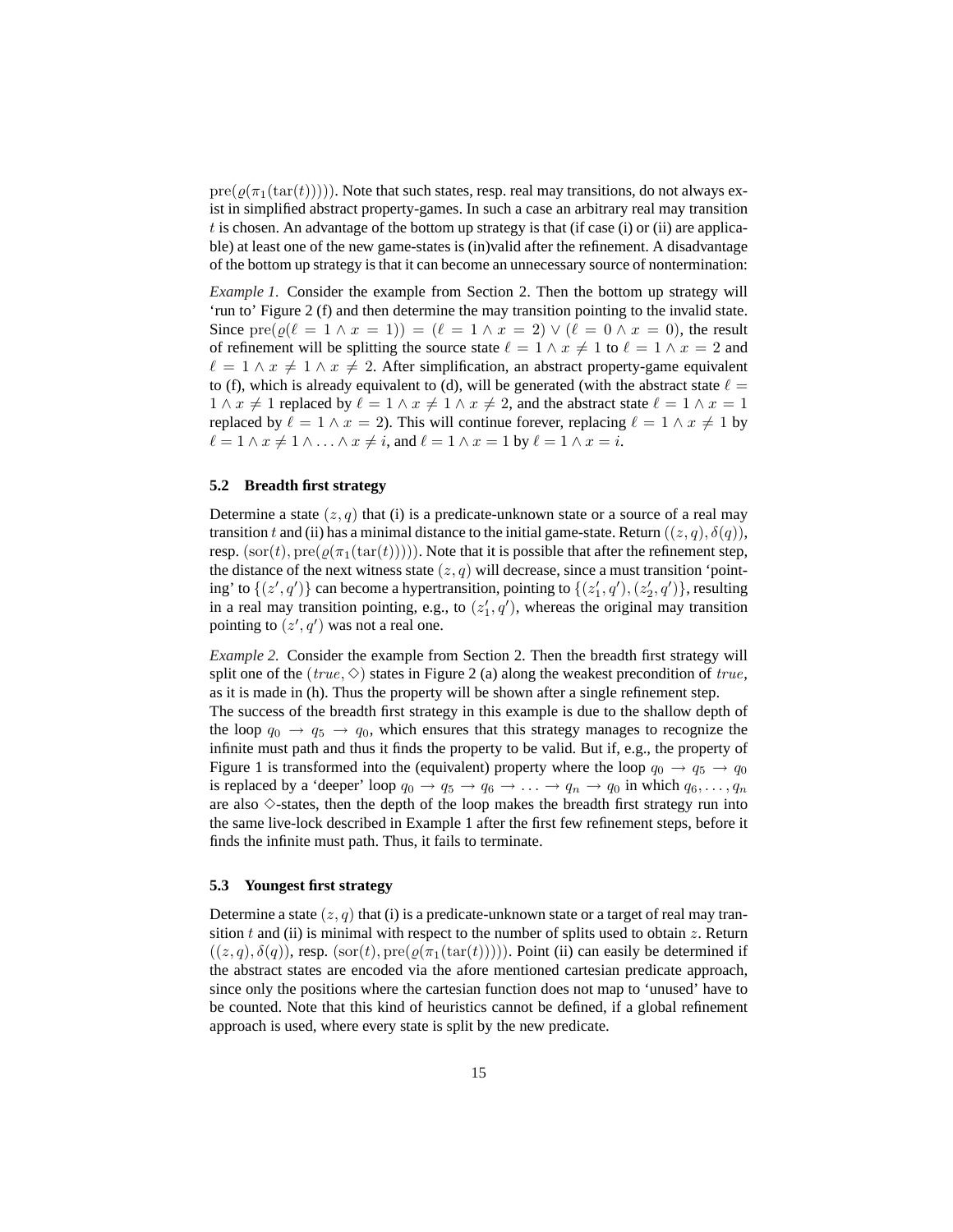$\mathrm{pre}(\varrho(\pi_1(\mathrm{tar}(t)))))$. Note that such states, resp. real may transitions, do not always exist in simplified abstract property-games. In such a case an arbitrary real may transition $t$ is chosen. An advantage of the bottom up strategy is that (if case (i) or (ii) are applicable) at least one of the new game-states is (in)valid after the refinement. A disadvantage of the bottom up strategy is that it can become an unnecessary source of nontermination:

*Example 1.* Consider the example from Section 2. Then the bottom up strategy will 'run to' Figure 2 (f) and then determine the may transition pointing to the invalid state. Since $\mathrm{pre}(\varrho(\ell = 1 \wedge x = 1)) = (\ell = 1 \wedge x = 2) \vee (\ell = 0 \wedge x = 0)$, the result of refinement will be splitting the source state $\ell = 1 \wedge x \neq 1$ to $\ell = 1 \wedge x = 2$ and $\ell = 1 \wedge x \neq 1 \wedge x \neq 2$. After simplification, an abstract property-game equivalent to (f), which is already equivalent to (d), will be generated (with the abstract state $\ell = 1 \wedge x \neq 1$ replaced by $\ell = 1 \wedge x \neq 1 \wedge x \neq 2$, and the abstract state $\ell = 1 \wedge x = 1$ replaced by $\ell = 1 \wedge x = 2$). This will continue forever, replacing $\ell = 1 \wedge x \neq 1$ by $\ell = 1 \wedge x \neq 1 \wedge \ldots \wedge x \neq i$, and $\ell = 1 \wedge x = 1$ by $\ell = 1 \wedge x = i$.

### 5.2 Breadth first strategy

Determine a state $(z, q)$ that (i) is a predicate-unknown state or a source of a real may transition $t$ and (ii) has a minimal distance to the initial game-state. Return $((z, q), \delta(q))$, resp. $(\mathrm{sor}(t), \mathrm{pre}(\varrho(\pi_1(\mathrm{tar}(t)))))$. Note that it is possible that after the refinement step, the distance of the next witness state $(z, q)$ will decrease, since a must transition 'pointing' to $\{(z', q')\}$ can become a hypertransition, pointing to $\{(z'_1, q'), (z'_2, q')\}$, resulting in a real may transition pointing, e.g., to $(z'_1, q')$, whereas the original may transition pointing to $(z', q')$ was not a real one.

*Example 2.* Consider the example from Section 2. Then the breadth first strategy will split one of the $(true, \diamond)$ states in Figure 2 (a) along the weakest precondition of $true$, as it is made in (h). Thus the property will be shown after a single refinement step.
The success of the breadth first strategy in this example is due to the shallow depth of the loop $q_0 \rightarrow q_5 \rightarrow q_0$, which ensures that this strategy manages to recognize the infinite must path and thus it finds the property to be valid. But if, e.g., the property of Figure 1 is transformed into the (equivalent) property where the loop $q_0 \rightarrow q_5 \rightarrow q_0$ is replaced by a 'deeper' loop $q_0 \rightarrow q_5 \rightarrow q_6 \rightarrow \ldots \rightarrow q_n \rightarrow q_0$ in which $q_6, \ldots, q_n$ are also $\diamond$-states, then the depth of the loop makes the breadth first strategy run into the same live-lock described in Example 1 after the first few refinement steps, before it finds the infinite must path. Thus, it fails to terminate.

### 5.3 Youngest first strategy

Determine a state $(z, q)$ that (i) is a predicate-unknown state or a target of real may transition $t$ and (ii) is minimal with respect to the number of splits used to obtain $z$. Return $((z, q), \delta(q))$, resp. $(\mathrm{sor}(t), \mathrm{pre}(\varrho(\pi_1(\mathrm{tar}(t)))))$. Point (ii) can easily be determined if the abstract states are encoded via the afore mentioned cartesian predicate approach, since only the positions where the cartesian function does not map to 'unused' have to be counted. Note that this kind of heuristics cannot be defined, if a global refinement approach is used, where every state is split by the new predicate.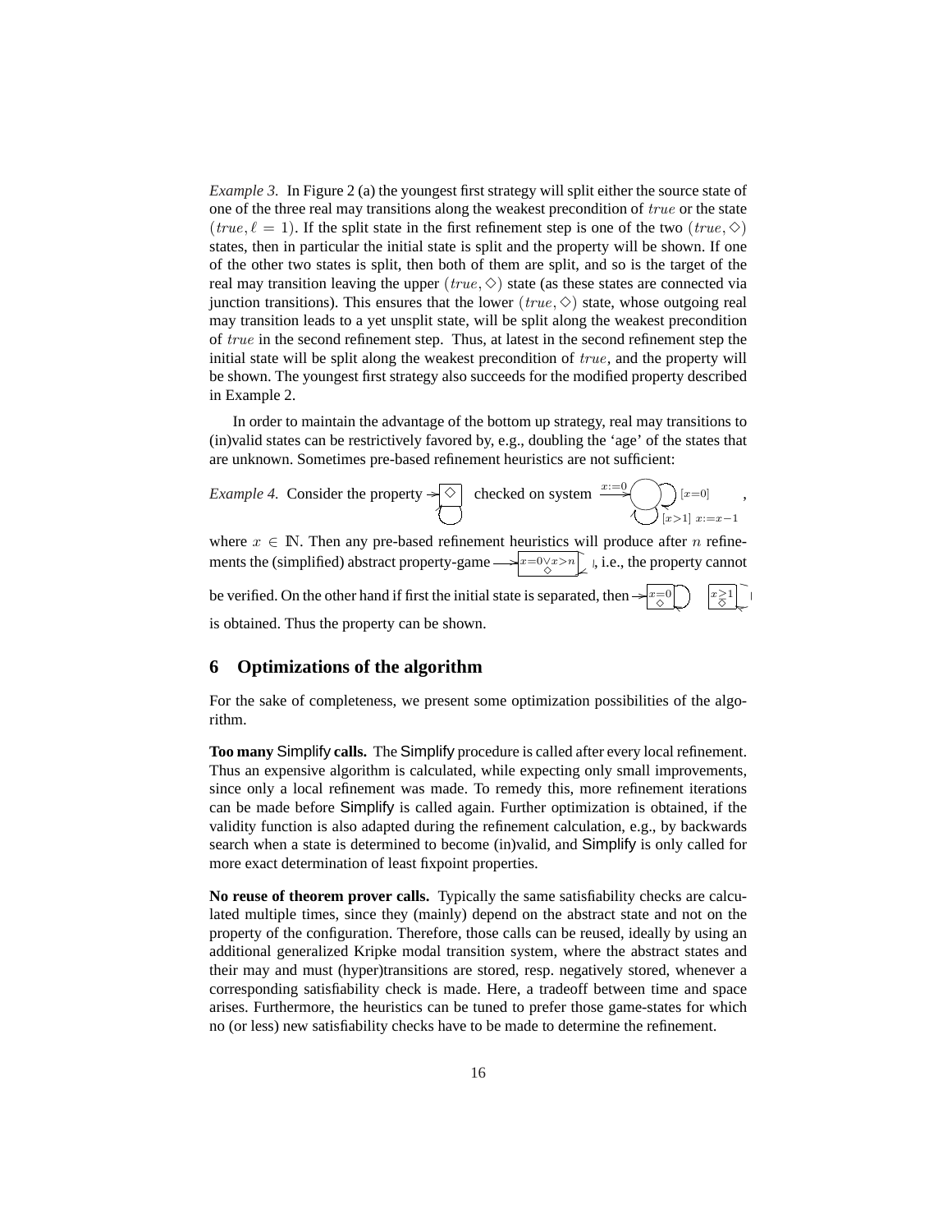*Example 3.* In Figure 2 (a) the youngest first strategy will split either the source state of one of the three real may transitions along the weakest precondition of $true$ or the state $(true, \ell = 1)$. If the split state in the first refinement step is one of the two $(true, \Diamond)$ states, then in particular the initial state is split and the property will be shown. If one of the other two states is split, then both of them are split, and so is the target of the real may transition leaving the upper $(true, \Diamond)$ state (as these states are connected via junction transitions). This ensures that the lower $(true, \Diamond)$ state, whose outgoing real may transition leads to a yet unsplit state, will be split along the weakest precondition of $true$ in the second refinement step. Thus, at latest in the second refinement step the initial state will be split along the weakest precondition of $true$, and the property will be shown. The youngest first strategy also succeeds for the modified property described in Example 2.

In order to maintain the advantage of the bottom up strategy, real may transitions to (in)valid states can be restrictively favored by, e.g., doubling the 'age' of the states that are unknown. Sometimes pre-based refinement heuristics are not sufficient:

*Example 4.* Consider the property $\rightarrow\boxed{\Diamond}$ checked on system $\xrightarrow{x:=0}$ ◯ $[x=0]$, $[x>1]\ x:=x-1$,

where $x \in \mathbb{N}$. Then any pre-based refinement heuristics will produce after $n$ refinements the (simplified) abstract property-game $\rightarrow\boxed{x=0 \vee x>n,\ \Diamond}$, i.e., the property cannot be verified. On the other hand if first the initial state is separated, then $\rightarrow\boxed{x=0,\ \Diamond}$ $\boxed{x\geq 1,\ \Diamond}$ is obtained. Thus the property can be shown.

## 6 Optimizations of the algorithm

For the sake of completeness, we present some optimization possibilities of the algorithm.

**Too many Simplify calls.** The Simplify procedure is called after every local refinement. Thus an expensive algorithm is calculated, while expecting only small improvements, since only a local refinement was made. To remedy this, more refinement iterations can be made before Simplify is called again. Further optimization is obtained, if the validity function is also adapted during the refinement calculation, e.g., by backwards search when a state is determined to become (in)valid, and Simplify is only called for more exact determination of least fixpoint properties.

**No reuse of theorem prover calls.** Typically the same satisfiability checks are calculated multiple times, since they (mainly) depend on the abstract state and not on the property of the configuration. Therefore, those calls can be reused, ideally by using an additional generalized Kripke modal transition system, where the abstract states and their may and must (hyper)transitions are stored, resp. negatively stored, whenever a corresponding satisfiability check is made. Here, a tradeoff between time and space arises. Furthermore, the heuristics can be tuned to prefer those game-states for which no (or less) new satisfiability checks have to be made to determine the refinement.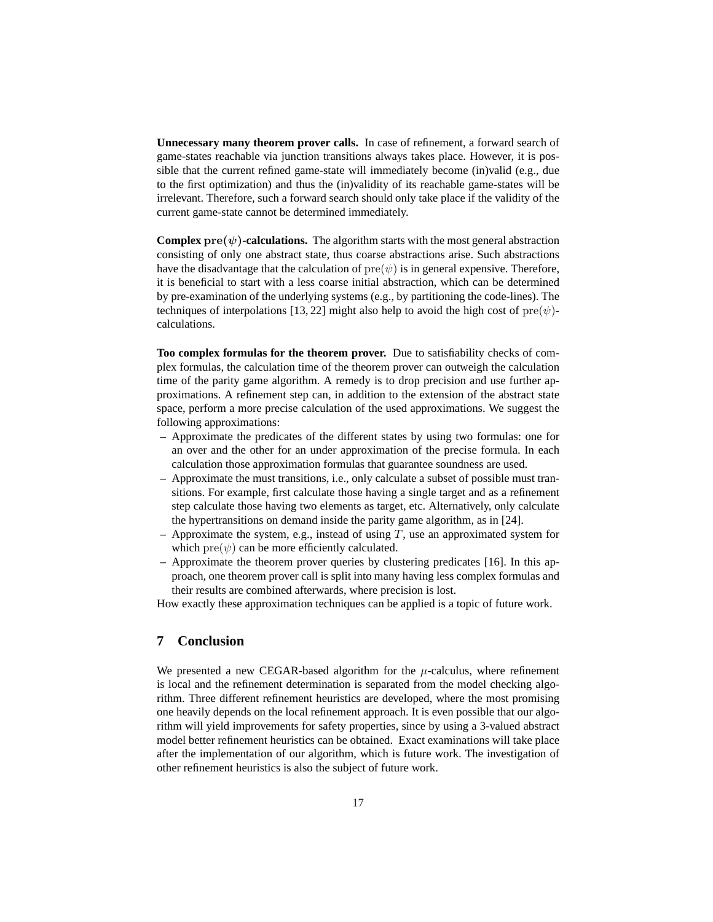**Unnecessary many theorem prover calls.** In case of refinement, a forward search of game-states reachable via junction transitions always takes place. However, it is possible that the current refined game-state will immediately become (in)valid (e.g., due to the first optimization) and thus the (in)validity of its reachable game-states will be irrelevant. Therefore, such a forward search should only take place if the validity of the current game-state cannot be determined immediately.

**Complex $\mathrm{pre}(\psi)$-calculations.** The algorithm starts with the most general abstraction consisting of only one abstract state, thus coarse abstractions arise. Such abstractions have the disadvantage that the calculation of $\mathrm{pre}(\psi)$ is in general expensive. Therefore, it is beneficial to start with a less coarse initial abstraction, which can be determined by pre-examination of the underlying systems (e.g., by partitioning the code-lines). The techniques of interpolations [13, 22] might also help to avoid the high cost of $\mathrm{pre}(\psi)$-calculations.

**Too complex formulas for the theorem prover.** Due to satisfiability checks of complex formulas, the calculation time of the theorem prover can outweigh the calculation time of the parity game algorithm. A remedy is to drop precision and use further approximations. A refinement step can, in addition to the extension of the abstract state space, perform a more precise calculation of the used approximations. We suggest the following approximations:

- Approximate the predicates of the different states by using two formulas: one for an over and the other for an under approximation of the precise formula. In each calculation those approximation formulas that guarantee soundness are used.
- Approximate the must transitions, i.e., only calculate a subset of possible must transitions. For example, first calculate those having a single target and as a refinement step calculate those having two elements as target, etc. Alternatively, only calculate the hypertransitions on demand inside the parity game algorithm, as in [24].
- Approximate the system, e.g., instead of using $T$, use an approximated system for which $\mathrm{pre}(\psi)$ can be more efficiently calculated.
- Approximate the theorem prover queries by clustering predicates [16]. In this approach, one theorem prover call is split into many having less complex formulas and their results are combined afterwards, where precision is lost.

How exactly these approximation techniques can be applied is a topic of future work.

## 7 Conclusion

We presented a new CEGAR-based algorithm for the $\mu$-calculus, where refinement is local and the refinement determination is separated from the model checking algorithm. Three different refinement heuristics are developed, where the most promising one heavily depends on the local refinement approach. It is even possible that our algorithm will yield improvements for safety properties, since by using a 3-valued abstract model better refinement heuristics can be obtained. Exact examinations will take place after the implementation of our algorithm, which is future work. The investigation of other refinement heuristics is also the subject of future work.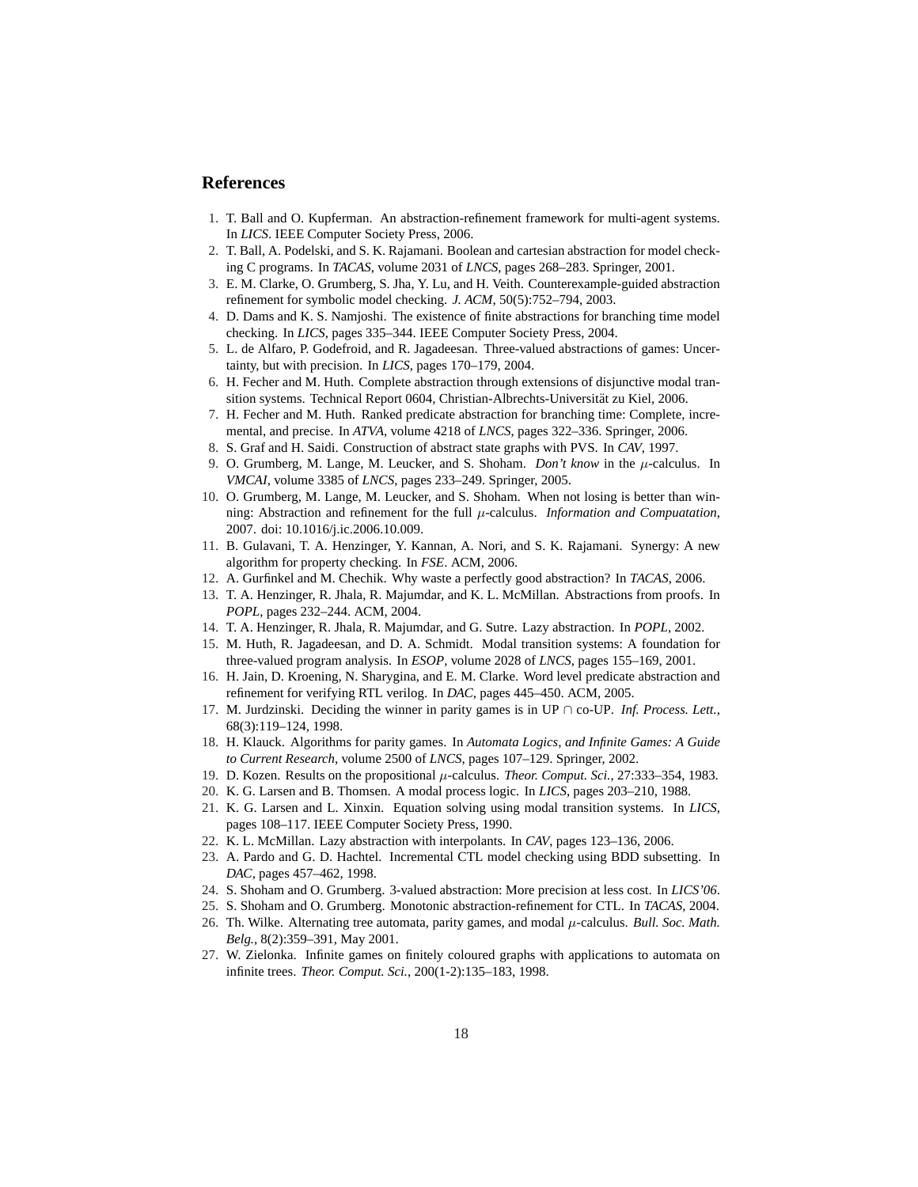## References

1. T. Ball and O. Kupferman. An abstraction-refinement framework for multi-agent systems. In *LICS*. IEEE Computer Society Press, 2006.
2. T. Ball, A. Podelski, and S. K. Rajamani. Boolean and cartesian abstraction for model checking C programs. In *TACAS*, volume 2031 of *LNCS*, pages 268–283. Springer, 2001.
3. E. M. Clarke, O. Grumberg, S. Jha, Y. Lu, and H. Veith. Counterexample-guided abstraction refinement for symbolic model checking. *J. ACM*, 50(5):752–794, 2003.
4. D. Dams and K. S. Namjoshi. The existence of finite abstractions for branching time model checking. In *LICS*, pages 335–344. IEEE Computer Society Press, 2004.
5. L. de Alfaro, P. Godefroid, and R. Jagadeesan. Three-valued abstractions of games: Uncertainty, but with precision. In *LICS*, pages 170–179, 2004.
6. H. Fecher and M. Huth. Complete abstraction through extensions of disjunctive modal transition systems. Technical Report 0604, Christian-Albrechts-Universität zu Kiel, 2006.
7. H. Fecher and M. Huth. Ranked predicate abstraction for branching time: Complete, incremental, and precise. In *ATVA*, volume 4218 of *LNCS*, pages 322–336. Springer, 2006.
8. S. Graf and H. Saidi. Construction of abstract state graphs with PVS. In *CAV*, 1997.
9. O. Grumberg, M. Lange, M. Leucker, and S. Shoham. *Don't know* in the $\mu$-calculus. In *VMCAI*, volume 3385 of *LNCS*, pages 233–249. Springer, 2005.
10. O. Grumberg, M. Lange, M. Leucker, and S. Shoham. When not losing is better than winning: Abstraction and refinement for the full $\mu$-calculus. *Information and Compuatation*, 2007. doi: 10.1016/j.ic.2006.10.009.
11. B. Gulavani, T. A. Henzinger, Y. Kannan, A. Nori, and S. K. Rajamani. Synergy: A new algorithm for property checking. In *FSE*. ACM, 2006.
12. A. Gurfinkel and M. Chechik. Why waste a perfectly good abstraction? In *TACAS*, 2006.
13. T. A. Henzinger, R. Jhala, R. Majumdar, and K. L. McMillan. Abstractions from proofs. In *POPL*, pages 232–244. ACM, 2004.
14. T. A. Henzinger, R. Jhala, R. Majumdar, and G. Sutre. Lazy abstraction. In *POPL*, 2002.
15. M. Huth, R. Jagadeesan, and D. A. Schmidt. Modal transition systems: A foundation for three-valued program analysis. In *ESOP*, volume 2028 of *LNCS*, pages 155–169, 2001.
16. H. Jain, D. Kroening, N. Sharygina, and E. M. Clarke. Word level predicate abstraction and refinement for verifying RTL verilog. In *DAC*, pages 445–450. ACM, 2005.
17. M. Jurdzinski. Deciding the winner in parity games is in UP $\cap$ co-UP. *Inf. Process. Lett.*, 68(3):119–124, 1998.
18. H. Klauck. Algorithms for parity games. In *Automata Logics, and Infinite Games: A Guide to Current Research*, volume 2500 of *LNCS*, pages 107–129. Springer, 2002.
19. D. Kozen. Results on the propositional $\mu$-calculus. *Theor. Comput. Sci.*, 27:333–354, 1983.
20. K. G. Larsen and B. Thomsen. A modal process logic. In *LICS*, pages 203–210, 1988.
21. K. G. Larsen and L. Xinxin. Equation solving using modal transition systems. In *LICS*, pages 108–117. IEEE Computer Society Press, 1990.
22. K. L. McMillan. Lazy abstraction with interpolants. In *CAV*, pages 123–136, 2006.
23. A. Pardo and G. D. Hachtel. Incremental CTL model checking using BDD subsetting. In *DAC*, pages 457–462, 1998.
24. S. Shoham and O. Grumberg. 3-valued abstraction: More precision at less cost. In *LICS'06*.
25. S. Shoham and O. Grumberg. Monotonic abstraction-refinement for CTL. In *TACAS*, 2004.
26. Th. Wilke. Alternating tree automata, parity games, and modal $\mu$-calculus. *Bull. Soc. Math. Belg.*, 8(2):359–391, May 2001.
27. W. Zielonka. Infinite games on finitely coloured graphs with applications to automata on infinite trees. *Theor. Comput. Sci.*, 200(1-2):135–183, 1998.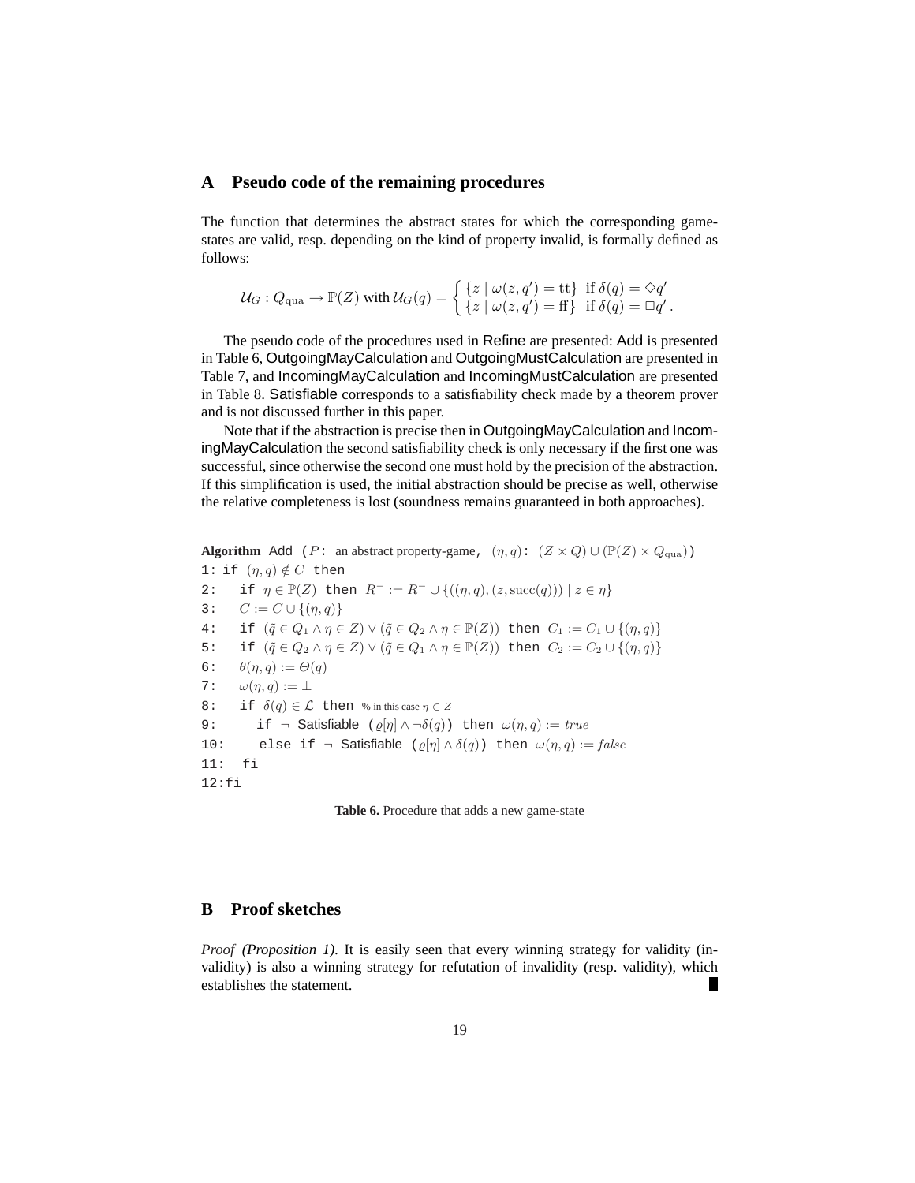## A Pseudo code of the remaining procedures

The function that determines the abstract states for which the corresponding game-states are valid, resp. depending on the kind of property invalid, is formally defined as follows:

$$\mathcal{U}_G : Q_{\text{qua}} \to \mathbb{P}(Z) \text{ with } \mathcal{U}_G(q) = \begin{cases} \{z \mid \omega(z, q') = \text{tt}\} & \text{if } \delta(q) = \Diamond q' \\ \{z \mid \omega(z, q') = \text{ff}\} & \text{if } \delta(q) = \Box q' . \end{cases}$$

The pseudo code of the procedures used in Refine are presented: Add is presented in Table 6, OutgoingMayCalculation and OutgoingMustCalculation are presented in Table 7, and IncomingMayCalculation and IncomingMustCalculation are presented in Table 8. Satisfiable corresponds to a satisfiability check made by a theorem prover and is not discussed further in this paper.

Note that if the abstraction is precise then in OutgoingMayCalculation and IncomingMayCalculation the second satisfiability check is only necessary if the first one was successful, since otherwise the second one must hold by the precision of the abstraction. If this simplification is used, the initial abstraction should be precise as well, otherwise the relative completeness is lost (soundness remains guaranteed in both approaches).

**Algorithm** Add ($P$: an abstract property-game, $(\eta, q)$: $(Z \times Q) \cup (\mathbb{P}(Z) \times Q_{\text{qua}})$)

```
1: if (η,q) ∉ C then
2:    if η ∈ ℙ(Z) then R⁻ := R⁻ ∪ {((η,q),(z,succ(q))) | z ∈ η}
3:    C := C ∪ {(η,q)}
4:    if (q̃ ∈ Q₁ ∧ η ∈ Z) ∨ (q̃ ∈ Q₂ ∧ η ∈ ℙ(Z)) then C₁ := C₁ ∪ {(η,q)}
5:    if (q̃ ∈ Q₂ ∧ η ∈ Z) ∨ (q̃ ∈ Q₁ ∧ η ∈ ℙ(Z)) then C₂ := C₂ ∪ {(η,q)}
6:    θ(η,q) := Θ(q)
7:    ω(η,q) := ⊥
8:    if δ(q) ∈ ℒ then  % in this case η ∈ Z
9:       if ¬ Satisfiable (ϱ[η] ∧ ¬δ(q)) then ω(η,q) := true
10:      else if ¬ Satisfiable (ϱ[η] ∧ δ(q)) then ω(η,q) := false
11:   fi
12:fi
```

**Table 6.** Procedure that adds a new game-state

## B Proof sketches

*Proof (Proposition 1).* It is easily seen that every winning strategy for validity (invalidity) is also a winning strategy for refutation of invalidity (resp. validity), which establishes the statement. ∎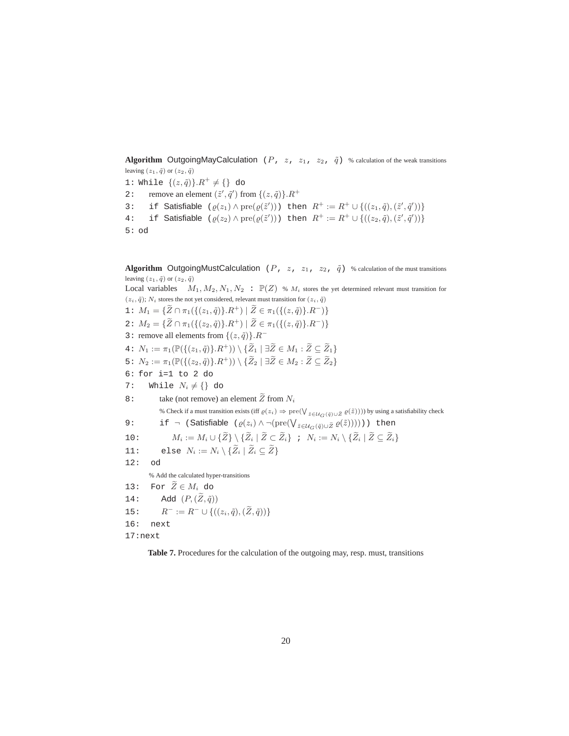**Algorithm** OutgoingMayCalculation ($P$, $z$, $z_1$, $z_2$, $\tilde{q}$) % calculation of the weak transitions leaving $(z_1, \tilde{q})$ or $(z_2, \tilde{q})$

1: While $\{(z, \tilde{q})\}.R^+ \neq \{\}$ do

2: remove an element $(\tilde{z}', \tilde{q}')$ from $\{(z, \tilde{q})\}.R^+$

3: if Satisfiable ($\varrho(z_1) \wedge \mathrm{pre}(\varrho(\tilde{z}'))$) then $R^+ := R^+ \cup \{((z_1, \tilde{q}), (\tilde{z}', \tilde{q}'))\}$

4: if Satisfiable ($\varrho(z_2) \wedge \mathrm{pre}(\varrho(\tilde{z}'))$) then $R^+ := R^+ \cup \{((z_2, \tilde{q}), (\tilde{z}', \tilde{q}'))\}$

5: od

**Algorithm** OutgoingMustCalculation ($P$, $z$, $z_1$, $z_2$, $\tilde{q}$) % calculation of the must transitions leaving $(z_1, \tilde{q})$ or $(z_2, \tilde{q})$

Local variables $M_1, M_2, N_1, N_2$ : $\mathbb{P}(Z)$ % $M_i$ stores the yet determined relevant must transition for $(z_i, \tilde{q})$; $N_i$ stores the not yet considered, relevant must transition for $(z_i, \tilde{q})$

1: $M_1 = \{\widetilde{Z} \cap \pi_1(\{(z_1, \tilde{q})\}.R^+) \mid \widetilde{Z} \in \pi_1(\{(z, \tilde{q})\}.R^-)\}$

2: $M_2 = \{\widetilde{Z} \cap \pi_1(\{(z_2, \tilde{q})\}.R^+) \mid \widetilde{Z} \in \pi_1(\{(z, \tilde{q})\}.R^-)\}$

3: remove all elements from $\{(z, \tilde{q})\}.R^-$

4: $N_1 := \pi_1(\mathbb{P}(\{(z_1, \tilde{q})\}.R^+)) \setminus \{\widetilde{Z}_1 \mid \exists \widetilde{Z} \in M_1 : \widetilde{Z} \subseteq \widetilde{Z}_1\}$

5: $N_2 := \pi_1(\mathbb{P}(\{(z_2, \tilde{q})\}.R^+)) \setminus \{\widetilde{Z}_2 \mid \exists \widetilde{Z} \in M_2 : \widetilde{Z} \subseteq \widetilde{Z}_2\}$

6: for i=1 to 2 do

7: While $N_i \neq \{\}$ do

8: take (not remove) an element $\widetilde{Z}$ from $N_i$

% Check if a must transition exists (iff $\varrho(z_i) \Rightarrow \mathrm{pre}(\bigvee_{\tilde{z} \in \mathcal{U}_G(\tilde{q}) \cup \widetilde{Z}} \varrho(\tilde{z}))$) by using a satisfiability check

9: if $\neg$ (Satisfiable ($\varrho(z_i) \wedge \neg(\mathrm{pre}(\bigvee_{\tilde{z} \in \mathcal{U}_G(\tilde{q}) \cup \widetilde{Z}} \varrho(\tilde{z})))$)) then

10: $M_i := M_i \cup \{\widetilde{Z}\} \setminus \{\widetilde{Z}_i \mid \widetilde{Z} \subset \widetilde{Z}_i\}$ ; $N_i := N_i \setminus \{\widetilde{Z}_i \mid \widetilde{Z} \subseteq \widetilde{Z}_i\}$

11: else $N_i := N_i \setminus \{\widetilde{Z}_i \mid \widetilde{Z}_i \subseteq \widetilde{Z}\}$

12: od

% Add the calculated hyper-transitions

13: For $\widetilde{Z} \in M_i$ do

14: Add $(P, (\widetilde{Z}, \tilde{q}))$

15: $R^- := R^- \cup \{((z_i, \tilde{q}), (\widetilde{Z}, \tilde{q}))\}$

16: next

17: next

**Table 7.** Procedures for the calculation of the outgoing may, resp. must, transitions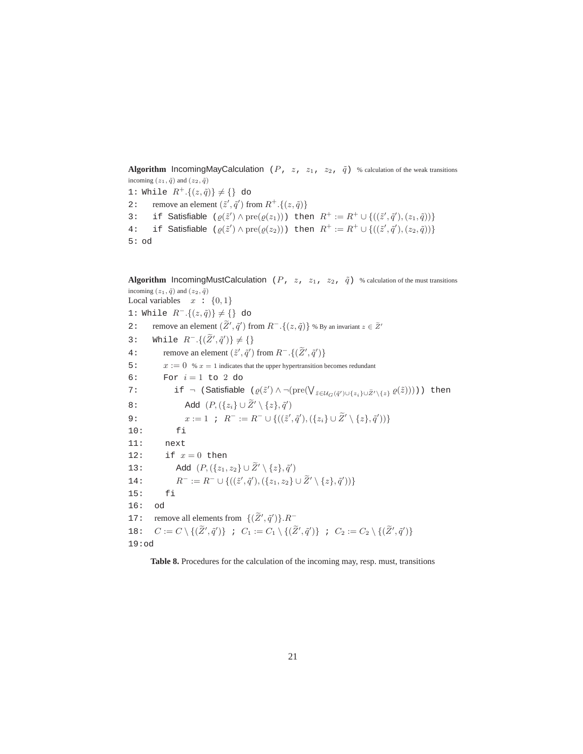**Algorithm** IncomingMayCalculation ($P$, $z$, $z_1$, $z_2$, $\tilde{q}$) % calculation of the weak transitions incoming $(z_1, \tilde{q})$ and $(z_2, \tilde{q})$

```
1: While R^+.{(z, q̃)} ≠ {} do
2:    remove an element (z̃', q̃') from R^+.{(z, q̃)}
3:    if Satisfiable (ϱ(z̃') ∧ pre(ϱ(z_1))) then R^+ := R^+ ∪ {((z̃', q̃'), (z_1, q̃))}
4:    if Satisfiable (ϱ(z̃') ∧ pre(ϱ(z_2))) then R^+ := R^+ ∪ {((z̃', q̃'), (z_2, q̃))}
5: od
```

**Algorithm** IncomingMustCalculation ($P$, $z$, $z_1$, $z_2$, $\tilde{q}$) % calculation of the must transitions incoming $(z_1, \tilde{q})$ and $(z_2, \tilde{q})$

Local variables $x$ : $\{0, 1\}$

```
1: While R^-.{(z, q̃)} ≠ {} do
2:    remove an element (Z̃', q̃') from R^-.{(z, q̃)} % By an invariant z ∈ Z̃'
3:    While R^-.{(Z̃', q̃')} ≠ {}
4:       remove an element (z̃', q̃') from R^-.{(Z̃', q̃')}
5:       x := 0 % x = 1 indicates that the upper hypertransition becomes redundant
6:       For i = 1 to 2 do
7:          if ¬ (Satisfiable (ϱ(z̃') ∧ ¬(pre(⋁_{z̃ ∈ U_G(q̃') ∪ {z_i} ∪ Z̃' \ {z}} ϱ(z̃))))) then
8:             Add (P, ({z_i} ∪ Z̃' \ {z}, q̃')
9:             x := 1 ; R^- := R^- ∪ {((z̃', q̃'), ({z_i} ∪ Z̃' \ {z}, q̃'))}
10:         fi
11:      next
12:      if x = 0 then
13:         Add (P, ({z_1, z_2} ∪ Z̃' \ {z}, q̃')
14:         R^- := R^- ∪ {((z̃', q̃'), ({z_1, z_2} ∪ Z̃' \ {z}, q̃'))}
15:      fi
16:   od
17:   remove all elements from {(Z̃', q̃')}.R^-
18:   C := C \ {(Z̃', q̃')} ; C_1 := C_1 \ {(Z̃', q̃')} ; C_2 := C_2 \ {(Z̃', q̃')}
19:od
```

**Table 8.** Procedures for the calculation of the incoming may, resp. must, transitions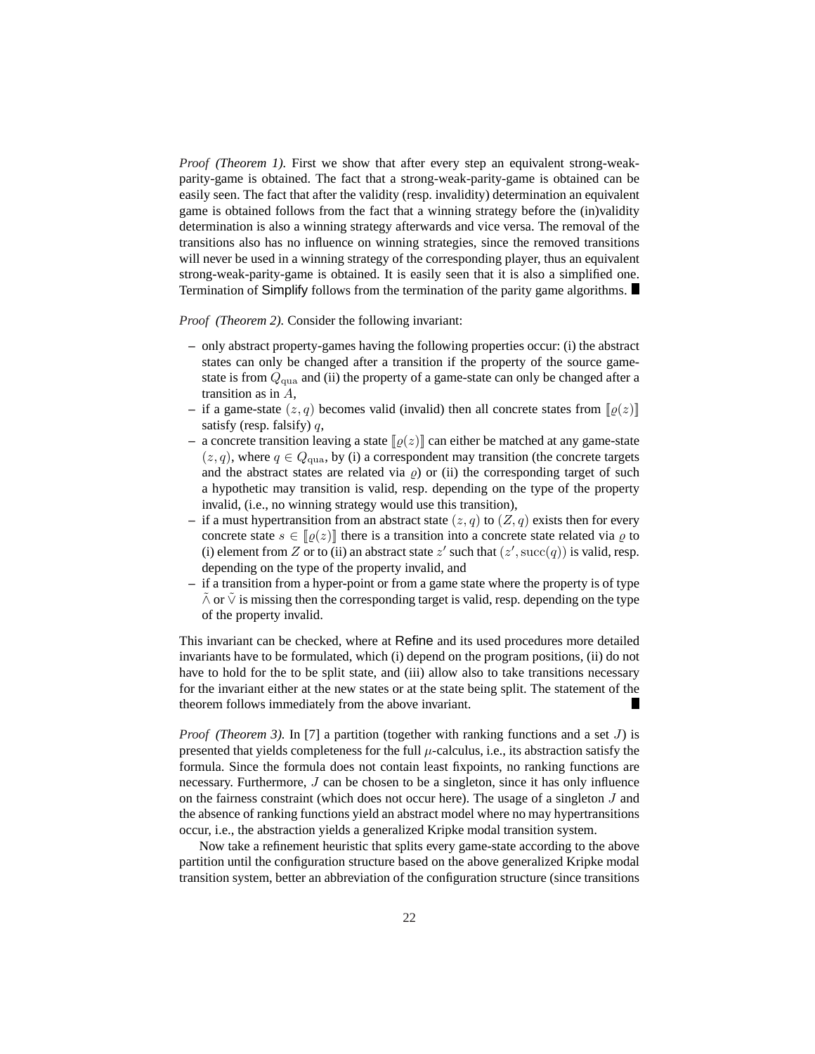*Proof (Theorem 1).* First we show that after every step an equivalent strong-weak-parity-game is obtained. The fact that a strong-weak-parity-game is obtained can be easily seen. The fact that after the validity (resp. invalidity) determination an equivalent game is obtained follows from the fact that a winning strategy before the (in)validity determination is also a winning strategy afterwards and vice versa. The removal of the transitions also has no influence on winning strategies, since the removed transitions will never be used in a winning strategy of the corresponding player, thus an equivalent strong-weak-parity-game is obtained. It is easily seen that it is also a simplified one. Termination of Simplify follows from the termination of the parity game algorithms. ■

*Proof (Theorem 2).* Consider the following invariant:

- only abstract property-games having the following properties occur: (i) the abstract states can only be changed after a transition if the property of the source game-state is from $Q_{\mathrm{qua}}$ and (ii) the property of a game-state can only be changed after a transition as in $A$,
- if a game-state $(z, q)$ becomes valid (invalid) then all concrete states from $[\![\varrho(z)]\!]$ satisfy (resp. falsify) $q$,
- a concrete transition leaving a state $[\![\varrho(z)]\!]$ can either be matched at any game-state $(z, q)$, where $q \in Q_{\mathrm{qua}}$, by (i) a correspondent may transition (the concrete targets and the abstract states are related via $\varrho$) or (ii) the corresponding target of such a hypothetic may transition is valid, resp. depending on the type of the property invalid, (i.e., no winning strategy would use this transition),
- if a must hypertransition from an abstract state $(z, q)$ to $(Z, q)$ exists then for every concrete state $s \in [\![\varrho(z)]\!]$ there is a transition into a concrete state related via $\varrho$ to (i) element from $Z$ or to (ii) an abstract state $z'$ such that $(z', \mathrm{succ}(q))$ is valid, resp. depending on the type of the property invalid, and
- if a transition from a hyper-point or from a game state where the property is of type $\tilde{\wedge}$ or $\tilde{\vee}$ is missing then the corresponding target is valid, resp. depending on the type of the property invalid.

This invariant can be checked, where at Refine and its used procedures more detailed invariants have to be formulated, which (i) depend on the program positions, (ii) do not have to hold for the to be split state, and (iii) allow also to take transitions necessary for the invariant either at the new states or at the state being split. The statement of the theorem follows immediately from the above invariant. ■

*Proof (Theorem 3).* In [7] a partition (together with ranking functions and a set $J$) is presented that yields completeness for the full $\mu$-calculus, i.e., its abstraction satisfy the formula. Since the formula does not contain least fixpoints, no ranking functions are necessary. Furthermore, $J$ can be chosen to be a singleton, since it has only influence on the fairness constraint (which does not occur here). The usage of a singleton $J$ and the absence of ranking functions yield an abstract model where no may hypertransitions occur, i.e., the abstraction yields a generalized Kripke modal transition system.

Now take a refinement heuristic that splits every game-state according to the above partition until the configuration structure based on the above generalized Kripke modal transition system, better an abbreviation of the configuration structure (since transitions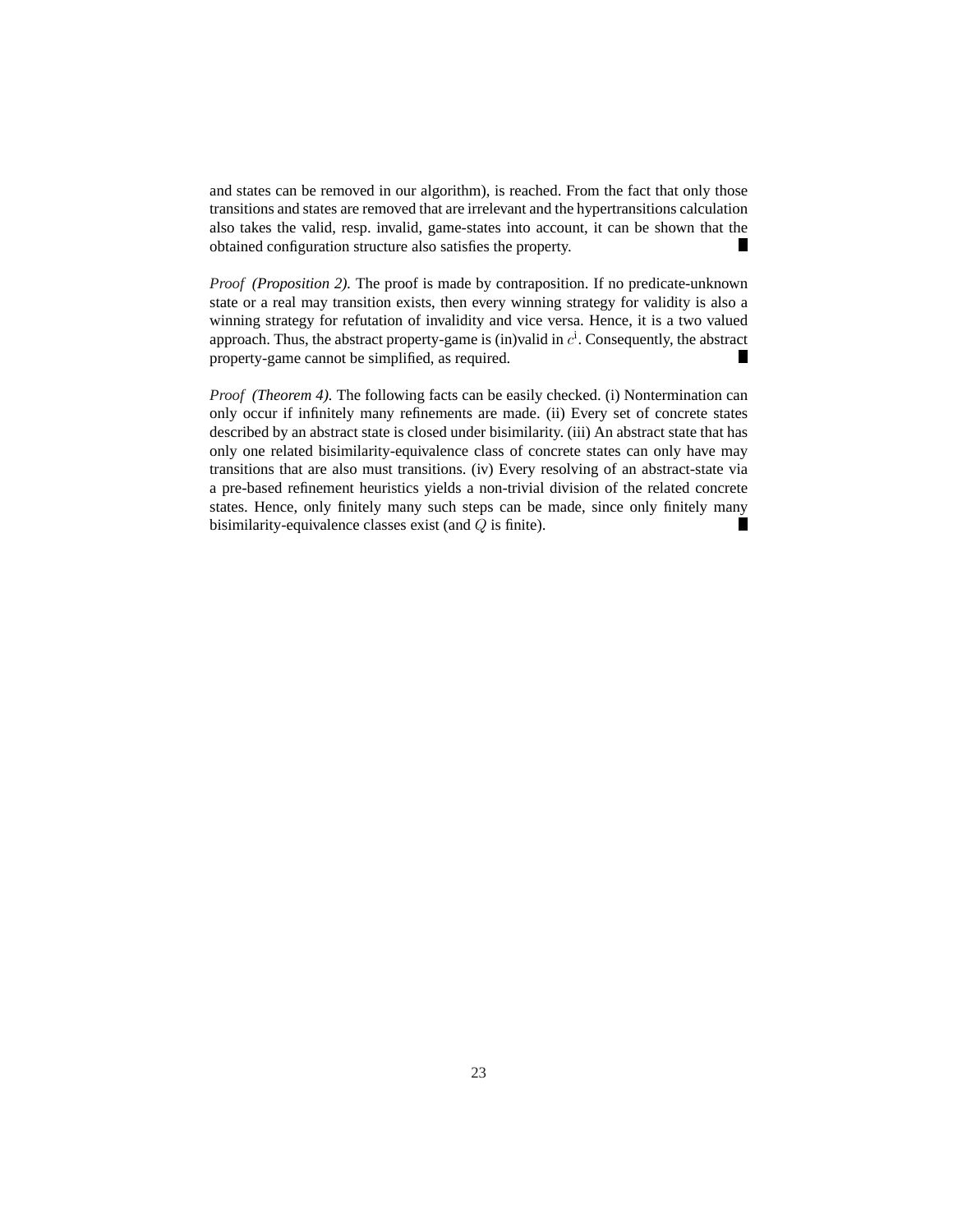and states can be removed in our algorithm), is reached. From the fact that only those transitions and states are removed that are irrelevant and the hypertransitions calculation also takes the valid, resp. invalid, game-states into account, it can be shown that the obtained configuration structure also satisfies the property. ∎

*Proof (Proposition 2).* The proof is made by contraposition. If no predicate-unknown state or a real may transition exists, then every winning strategy for validity is also a winning strategy for refutation of invalidity and vice versa. Hence, it is a two valued approach. Thus, the abstract property-game is (in)valid in $c^{\mathrm{i}}$. Consequently, the abstract property-game cannot be simplified, as required. ∎

*Proof (Theorem 4).* The following facts can be easily checked. (i) Nontermination can only occur if infinitely many refinements are made. (ii) Every set of concrete states described by an abstract state is closed under bisimilarity. (iii) An abstract state that has only one related bisimilarity-equivalence class of concrete states can only have may transitions that are also must transitions. (iv) Every resolving of an abstract-state via a pre-based refinement heuristics yields a non-trivial division of the related concrete states. Hence, only finitely many such steps can be made, since only finitely many bisimilarity-equivalence classes exist (and $Q$ is finite). ∎